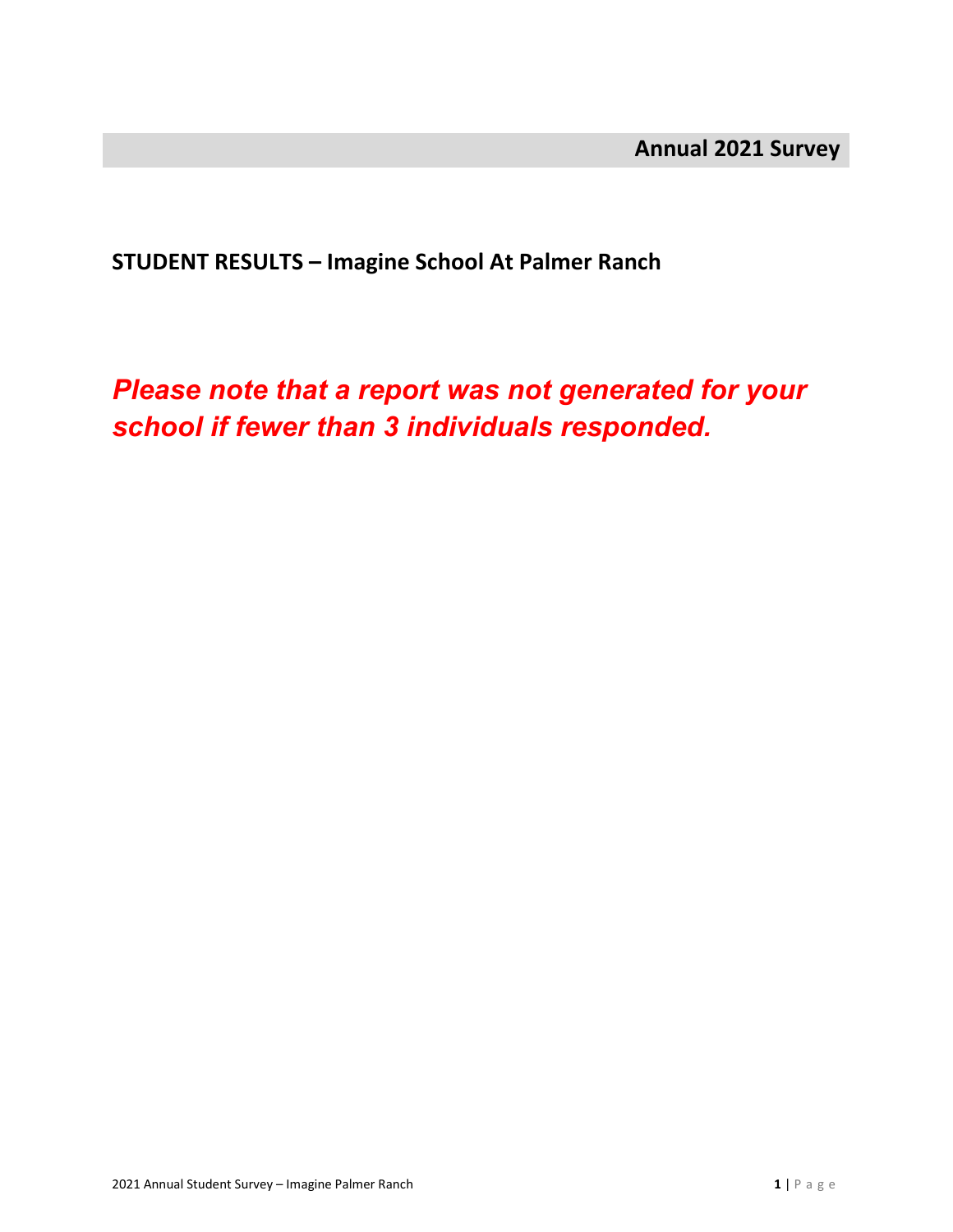**Annual 2021 Survey**

## STUDENT RESULTS – Imagine School At Palmer Ranch

***Please note that a report was not generated for your school if fewer than 3 individuals responded.***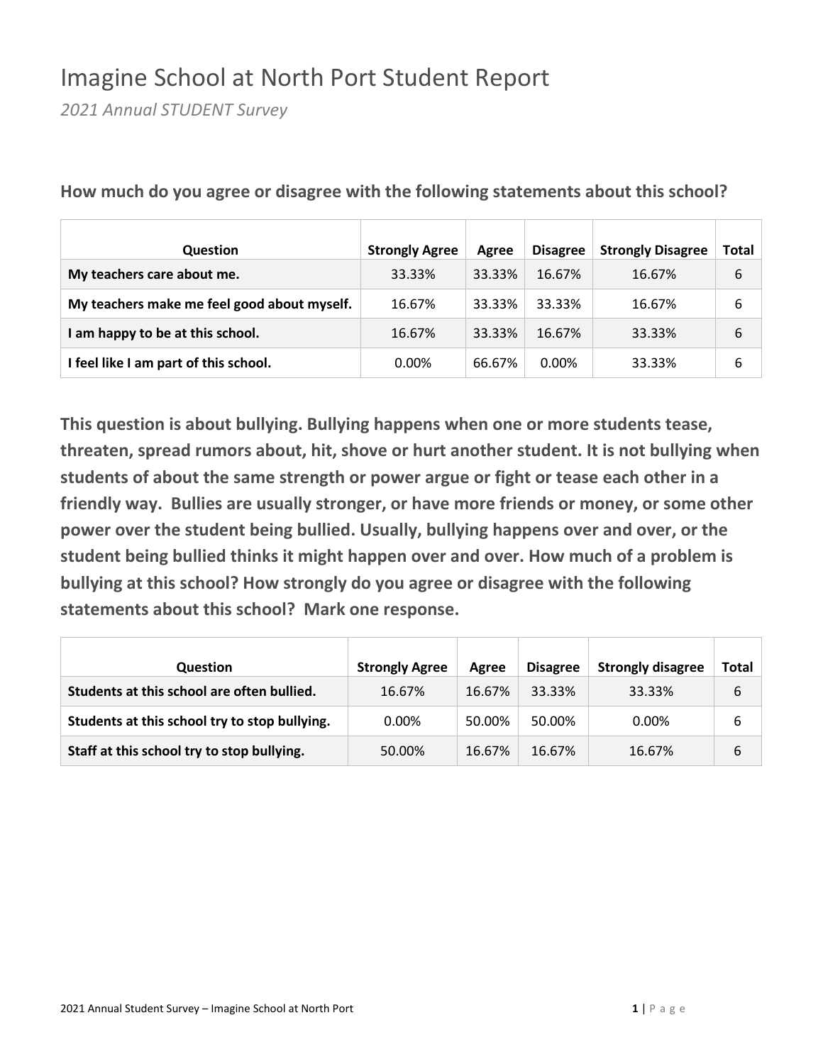# Imagine School at North Port Student Report

*2021 Annual STUDENT Survey*

**How much do you agree or disagree with the following statements about this school?**

| Question | Strongly Agree | Agree | Disagree | Strongly Disagree | Total |
|---|---|---|---|---|---|
| **My teachers care about me.** | 33.33% | 33.33% | 16.67% | 16.67% | 6 |
| **My teachers make me feel good about myself.** | 16.67% | 33.33% | 33.33% | 16.67% | 6 |
| **I am happy to be at this school.** | 16.67% | 33.33% | 16.67% | 33.33% | 6 |
| **I feel like I am part of this school.** | 0.00% | 66.67% | 0.00% | 33.33% | 6 |

**This question is about bullying. Bullying happens when one or more students tease, threaten, spread rumors about, hit, shove or hurt another student. It is not bullying when students of about the same strength or power argue or fight or tease each other in a friendly way. Bullies are usually stronger, or have more friends or money, or some other power over the student being bullied. Usually, bullying happens over and over, or the student being bullied thinks it might happen over and over. How much of a problem is bullying at this school? How strongly do you agree or disagree with the following statements about this school? Mark one response.**

| Question | Strongly Agree | Agree | Disagree | Strongly disagree | Total |
|---|---|---|---|---|---|
| **Students at this school are often bullied.** | 16.67% | 16.67% | 33.33% | 33.33% | 6 |
| **Students at this school try to stop bullying.** | 0.00% | 50.00% | 50.00% | 0.00% | 6 |
| **Staff at this school try to stop bullying.** | 50.00% | 16.67% | 16.67% | 16.67% | 6 |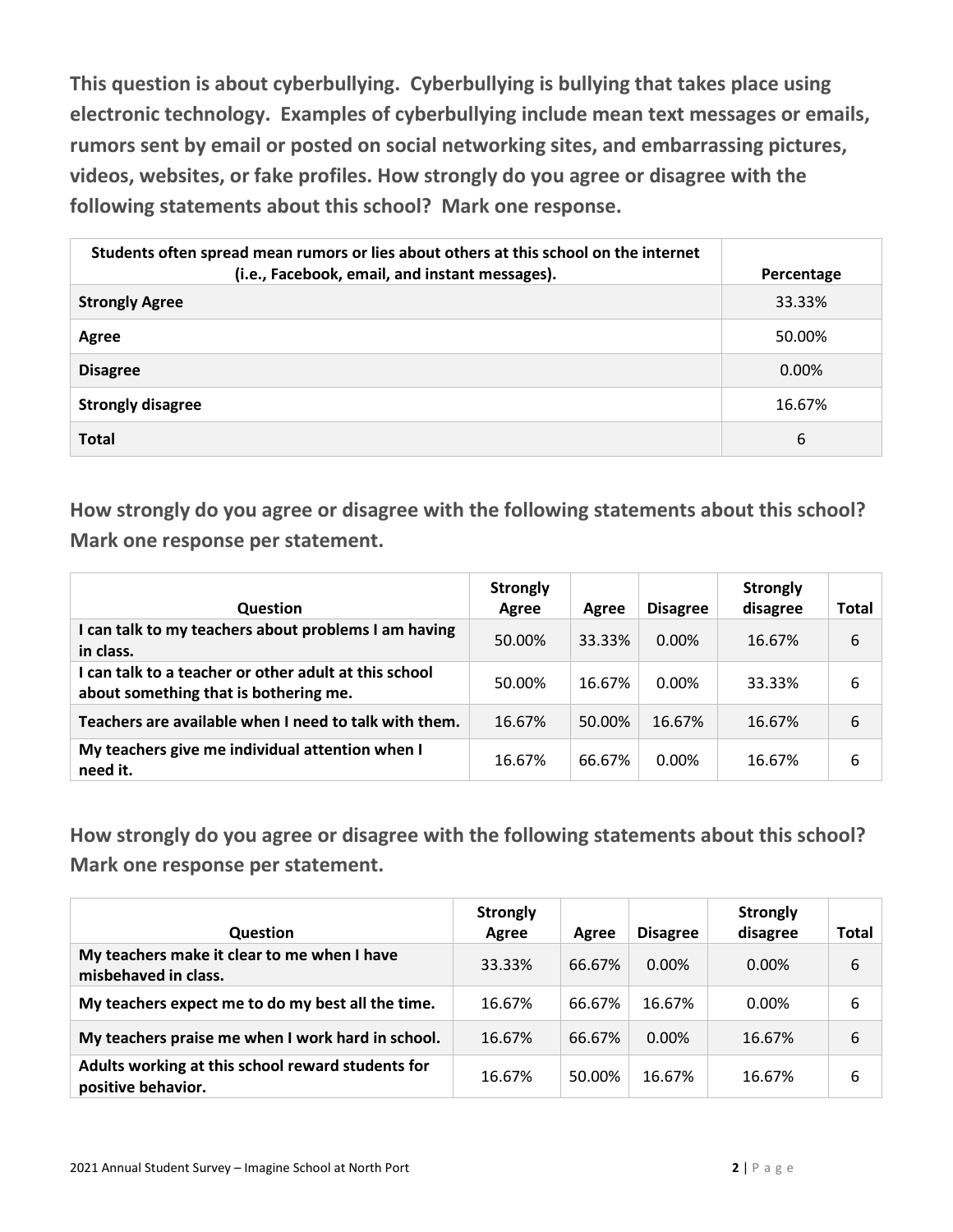**This question is about cyberbullying. Cyberbullying is bullying that takes place using electronic technology. Examples of cyberbullying include mean text messages or emails, rumors sent by email or posted on social networking sites, and embarrassing pictures, videos, websites, or fake profiles. How strongly do you agree or disagree with the following statements about this school? Mark one response.**

| Students often spread mean rumors or lies about others at this school on the internet (i.e., Facebook, email, and instant messages). | Percentage |
|---|---|
| **Strongly Agree** | 33.33% |
| **Agree** | 50.00% |
| **Disagree** | 0.00% |
| **Strongly disagree** | 16.67% |
| **Total** | 6 |

**How strongly do you agree or disagree with the following statements about this school? Mark one response per statement.**

| Question | Strongly Agree | Agree | Disagree | Strongly disagree | Total |
|---|---|---|---|---|---|
| I can talk to my teachers about problems I am having in class. | 50.00% | 33.33% | 0.00% | 16.67% | 6 |
| I can talk to a teacher or other adult at this school about something that is bothering me. | 50.00% | 16.67% | 0.00% | 33.33% | 6 |
| Teachers are available when I need to talk with them. | 16.67% | 50.00% | 16.67% | 16.67% | 6 |
| My teachers give me individual attention when I need it. | 16.67% | 66.67% | 0.00% | 16.67% | 6 |

**How strongly do you agree or disagree with the following statements about this school? Mark one response per statement.**

| Question | Strongly Agree | Agree | Disagree | Strongly disagree | Total |
|---|---|---|---|---|---|
| My teachers make it clear to me when I have misbehaved in class. | 33.33% | 66.67% | 0.00% | 0.00% | 6 |
| My teachers expect me to do my best all the time. | 16.67% | 66.67% | 16.67% | 0.00% | 6 |
| My teachers praise me when I work hard in school. | 16.67% | 66.67% | 0.00% | 16.67% | 6 |
| Adults working at this school reward students for positive behavior. | 16.67% | 50.00% | 16.67% | 16.67% | 6 |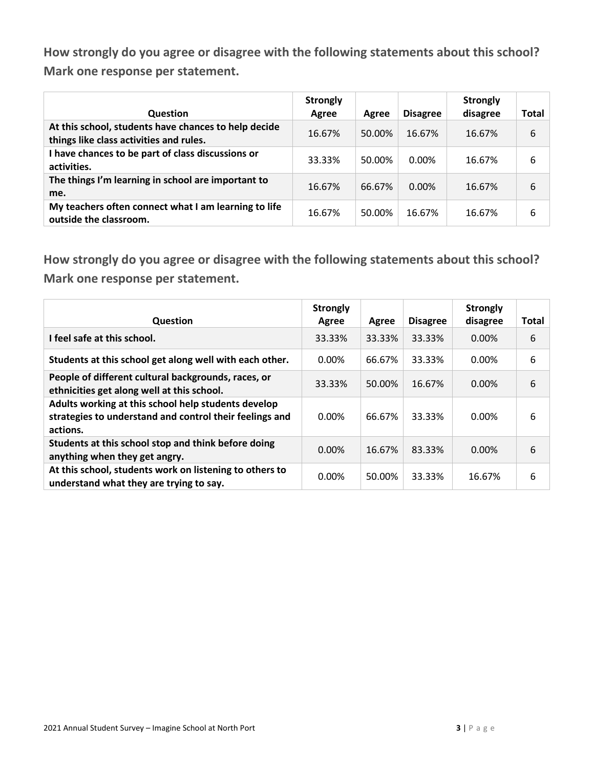**How strongly do you agree or disagree with the following statements about this school? Mark one response per statement.**

| Question | Strongly Agree | Agree | Disagree | Strongly disagree | Total |
|---|---|---|---|---|---|
| **At this school, students have chances to help decide things like class activities and rules.** | 16.67% | 50.00% | 16.67% | 16.67% | 6 |
| **I have chances to be part of class discussions or activities.** | 33.33% | 50.00% | 0.00% | 16.67% | 6 |
| **The things I'm learning in school are important to me.** | 16.67% | 66.67% | 0.00% | 16.67% | 6 |
| **My teachers often connect what I am learning to life outside the classroom.** | 16.67% | 50.00% | 16.67% | 16.67% | 6 |

**How strongly do you agree or disagree with the following statements about this school? Mark one response per statement.**

| Question | Strongly Agree | Agree | Disagree | Strongly disagree | Total |
|---|---|---|---|---|---|
| **I feel safe at this school.** | 33.33% | 33.33% | 33.33% | 0.00% | 6 |
| **Students at this school get along well with each other.** | 0.00% | 66.67% | 33.33% | 0.00% | 6 |
| **People of different cultural backgrounds, races, or ethnicities get along well at this school.** | 33.33% | 50.00% | 16.67% | 0.00% | 6 |
| **Adults working at this school help students develop strategies to understand and control their feelings and actions.** | 0.00% | 66.67% | 33.33% | 0.00% | 6 |
| **Students at this school stop and think before doing anything when they get angry.** | 0.00% | 16.67% | 83.33% | 0.00% | 6 |
| **At this school, students work on listening to others to understand what they are trying to say.** | 0.00% | 50.00% | 33.33% | 16.67% | 6 |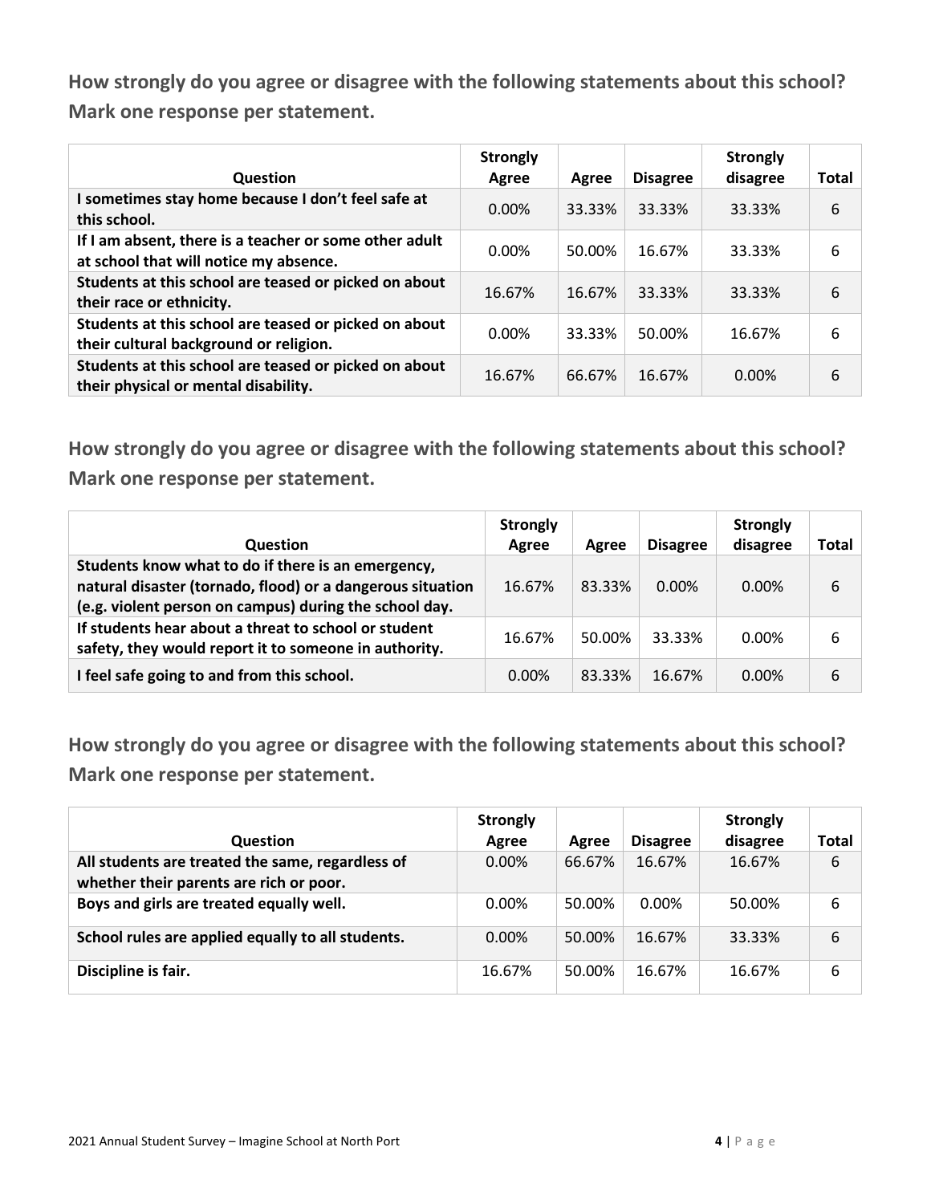**How strongly do you agree or disagree with the following statements about this school? Mark one response per statement.**

| Question | Strongly Agree | Agree | Disagree | Strongly disagree | Total |
|---|---|---|---|---|---|
| I sometimes stay home because I don't feel safe at this school. | 0.00% | 33.33% | 33.33% | 33.33% | 6 |
| If I am absent, there is a teacher or some other adult at school that will notice my absence. | 0.00% | 50.00% | 16.67% | 33.33% | 6 |
| Students at this school are teased or picked on about their race or ethnicity. | 16.67% | 16.67% | 33.33% | 33.33% | 6 |
| Students at this school are teased or picked on about their cultural background or religion. | 0.00% | 33.33% | 50.00% | 16.67% | 6 |
| Students at this school are teased or picked on about their physical or mental disability. | 16.67% | 66.67% | 16.67% | 0.00% | 6 |

**How strongly do you agree or disagree with the following statements about this school? Mark one response per statement.**

| Question | Strongly Agree | Agree | Disagree | Strongly disagree | Total |
|---|---|---|---|---|---|
| Students know what to do if there is an emergency, natural disaster (tornado, flood) or a dangerous situation (e.g. violent person on campus) during the school day. | 16.67% | 83.33% | 0.00% | 0.00% | 6 |
| If students hear about a threat to school or student safety, they would report it to someone in authority. | 16.67% | 50.00% | 33.33% | 0.00% | 6 |
| I feel safe going to and from this school. | 0.00% | 83.33% | 16.67% | 0.00% | 6 |

**How strongly do you agree or disagree with the following statements about this school? Mark one response per statement.**

| Question | Strongly Agree | Agree | Disagree | Strongly disagree | Total |
|---|---|---|---|---|---|
| All students are treated the same, regardless of whether their parents are rich or poor. | 0.00% | 66.67% | 16.67% | 16.67% | 6 |
| Boys and girls are treated equally well. | 0.00% | 50.00% | 0.00% | 50.00% | 6 |
| School rules are applied equally to all students. | 0.00% | 50.00% | 16.67% | 33.33% | 6 |
| Discipline is fair. | 16.67% | 50.00% | 16.67% | 16.67% | 6 |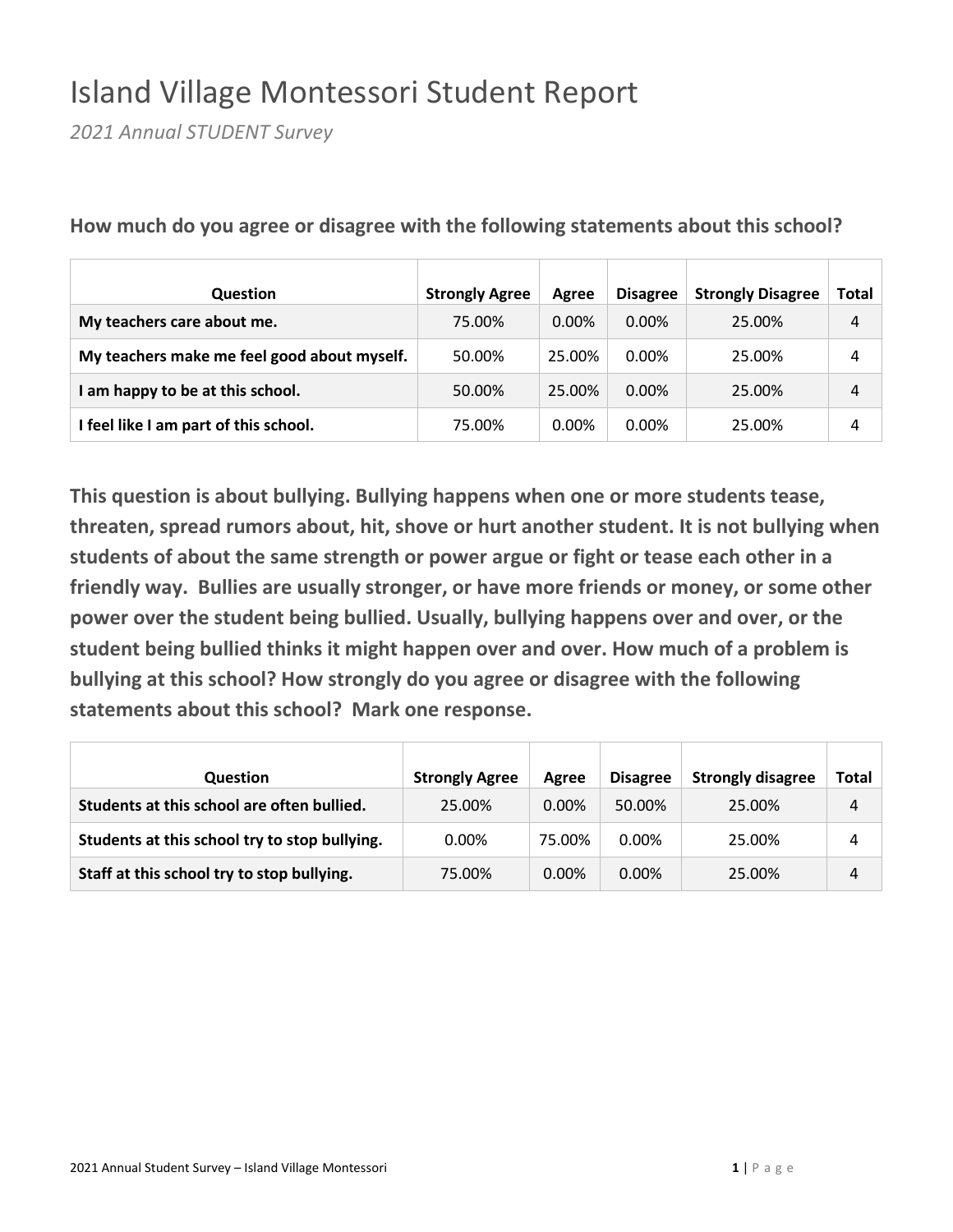# Island Village Montessori Student Report

*2021 Annual STUDENT Survey*

**How much do you agree or disagree with the following statements about this school?**

| Question | Strongly Agree | Agree | Disagree | Strongly Disagree | Total |
|---|---|---|---|---|---|
| **My teachers care about me.** | 75.00% | 0.00% | 0.00% | 25.00% | 4 |
| **My teachers make me feel good about myself.** | 50.00% | 25.00% | 0.00% | 25.00% | 4 |
| **I am happy to be at this school.** | 50.00% | 25.00% | 0.00% | 25.00% | 4 |
| **I feel like I am part of this school.** | 75.00% | 0.00% | 0.00% | 25.00% | 4 |

**This question is about bullying. Bullying happens when one or more students tease, threaten, spread rumors about, hit, shove or hurt another student. It is not bullying when students of about the same strength or power argue or fight or tease each other in a friendly way. Bullies are usually stronger, or have more friends or money, or some other power over the student being bullied. Usually, bullying happens over and over, or the student being bullied thinks it might happen over and over. How much of a problem is bullying at this school? How strongly do you agree or disagree with the following statements about this school? Mark one response.**

| Question | Strongly Agree | Agree | Disagree | Strongly disagree | Total |
|---|---|---|---|---|---|
| **Students at this school are often bullied.** | 25.00% | 0.00% | 50.00% | 25.00% | 4 |
| **Students at this school try to stop bullying.** | 0.00% | 75.00% | 0.00% | 25.00% | 4 |
| **Staff at this school try to stop bullying.** | 75.00% | 0.00% | 0.00% | 25.00% | 4 |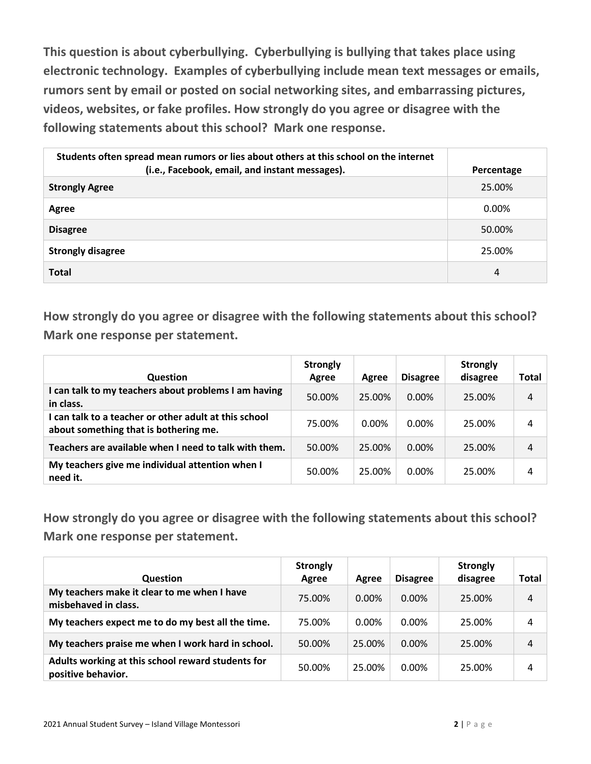**This question is about cyberbullying. Cyberbullying is bullying that takes place using electronic technology. Examples of cyberbullying include mean text messages or emails, rumors sent by email or posted on social networking sites, and embarrassing pictures, videos, websites, or fake profiles. How strongly do you agree or disagree with the following statements about this school? Mark one response.**

| Students often spread mean rumors or lies about others at this school on the internet (i.e., Facebook, email, and instant messages). | Percentage |
|---|---|
| **Strongly Agree** | 25.00% |
| **Agree** | 0.00% |
| **Disagree** | 50.00% |
| **Strongly disagree** | 25.00% |
| **Total** | 4 |

**How strongly do you agree or disagree with the following statements about this school? Mark one response per statement.**

| Question | Strongly Agree | Agree | Disagree | Strongly disagree | Total |
|---|---|---|---|---|---|
| I can talk to my teachers about problems I am having in class. | 50.00% | 25.00% | 0.00% | 25.00% | 4 |
| I can talk to a teacher or other adult at this school about something that is bothering me. | 75.00% | 0.00% | 0.00% | 25.00% | 4 |
| Teachers are available when I need to talk with them. | 50.00% | 25.00% | 0.00% | 25.00% | 4 |
| My teachers give me individual attention when I need it. | 50.00% | 25.00% | 0.00% | 25.00% | 4 |

**How strongly do you agree or disagree with the following statements about this school? Mark one response per statement.**

| Question | Strongly Agree | Agree | Disagree | Strongly disagree | Total |
|---|---|---|---|---|---|
| My teachers make it clear to me when I have misbehaved in class. | 75.00% | 0.00% | 0.00% | 25.00% | 4 |
| My teachers expect me to do my best all the time. | 75.00% | 0.00% | 0.00% | 25.00% | 4 |
| My teachers praise me when I work hard in school. | 50.00% | 25.00% | 0.00% | 25.00% | 4 |
| Adults working at this school reward students for positive behavior. | 50.00% | 25.00% | 0.00% | 25.00% | 4 |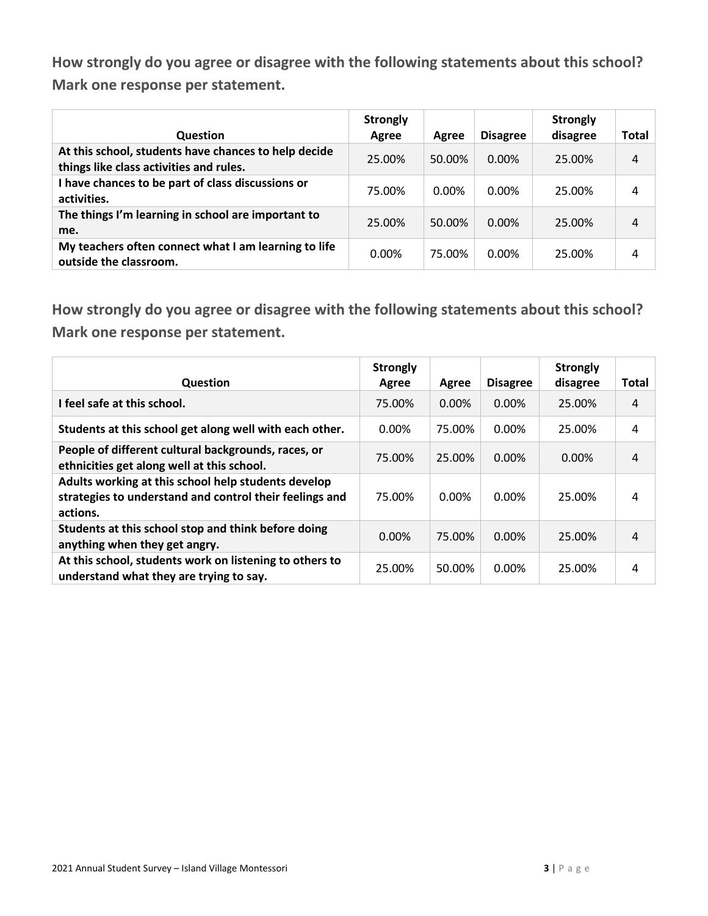**How strongly do you agree or disagree with the following statements about this school? Mark one response per statement.**

| Question | Strongly Agree | Agree | Disagree | Strongly disagree | Total |
|---|---|---|---|---|---|
| **At this school, students have chances to help decide things like class activities and rules.** | 25.00% | 50.00% | 0.00% | 25.00% | 4 |
| **I have chances to be part of class discussions or activities.** | 75.00% | 0.00% | 0.00% | 25.00% | 4 |
| **The things I'm learning in school are important to me.** | 25.00% | 50.00% | 0.00% | 25.00% | 4 |
| **My teachers often connect what I am learning to life outside the classroom.** | 0.00% | 75.00% | 0.00% | 25.00% | 4 |

**How strongly do you agree or disagree with the following statements about this school? Mark one response per statement.**

| Question | Strongly Agree | Agree | Disagree | Strongly disagree | Total |
|---|---|---|---|---|---|
| **I feel safe at this school.** | 75.00% | 0.00% | 0.00% | 25.00% | 4 |
| **Students at this school get along well with each other.** | 0.00% | 75.00% | 0.00% | 25.00% | 4 |
| **People of different cultural backgrounds, races, or ethnicities get along well at this school.** | 75.00% | 25.00% | 0.00% | 0.00% | 4 |
| **Adults working at this school help students develop strategies to understand and control their feelings and actions.** | 75.00% | 0.00% | 0.00% | 25.00% | 4 |
| **Students at this school stop and think before doing anything when they get angry.** | 0.00% | 75.00% | 0.00% | 25.00% | 4 |
| **At this school, students work on listening to others to understand what they are trying to say.** | 25.00% | 50.00% | 0.00% | 25.00% | 4 |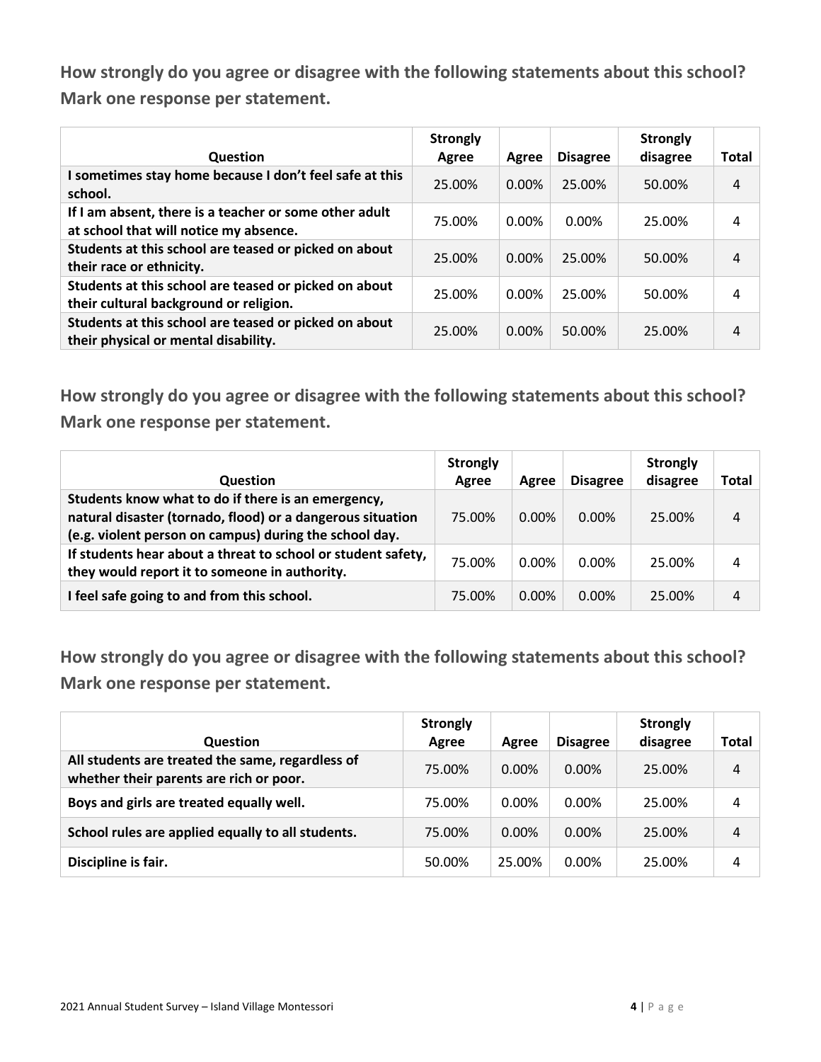**How strongly do you agree or disagree with the following statements about this school? Mark one response per statement.**

| Question | Strongly Agree | Agree | Disagree | Strongly disagree | Total |
|---|---|---|---|---|---|
| I sometimes stay home because I don't feel safe at this school. | 25.00% | 0.00% | 25.00% | 50.00% | 4 |
| If I am absent, there is a teacher or some other adult at school that will notice my absence. | 75.00% | 0.00% | 0.00% | 25.00% | 4 |
| Students at this school are teased or picked on about their race or ethnicity. | 25.00% | 0.00% | 25.00% | 50.00% | 4 |
| Students at this school are teased or picked on about their cultural background or religion. | 25.00% | 0.00% | 25.00% | 50.00% | 4 |
| Students at this school are teased or picked on about their physical or mental disability. | 25.00% | 0.00% | 50.00% | 25.00% | 4 |

**How strongly do you agree or disagree with the following statements about this school? Mark one response per statement.**

| Question | Strongly Agree | Agree | Disagree | Strongly disagree | Total |
|---|---|---|---|---|---|
| Students know what to do if there is an emergency, natural disaster (tornado, flood) or a dangerous situation (e.g. violent person on campus) during the school day. | 75.00% | 0.00% | 0.00% | 25.00% | 4 |
| If students hear about a threat to school or student safety, they would report it to someone in authority. | 75.00% | 0.00% | 0.00% | 25.00% | 4 |
| I feel safe going to and from this school. | 75.00% | 0.00% | 0.00% | 25.00% | 4 |

**How strongly do you agree or disagree with the following statements about this school? Mark one response per statement.**

| Question | Strongly Agree | Agree | Disagree | Strongly disagree | Total |
|---|---|---|---|---|---|
| All students are treated the same, regardless of whether their parents are rich or poor. | 75.00% | 0.00% | 0.00% | 25.00% | 4 |
| Boys and girls are treated equally well. | 75.00% | 0.00% | 0.00% | 25.00% | 4 |
| School rules are applied equally to all students. | 75.00% | 0.00% | 0.00% | 25.00% | 4 |
| Discipline is fair. | 50.00% | 25.00% | 0.00% | 25.00% | 4 |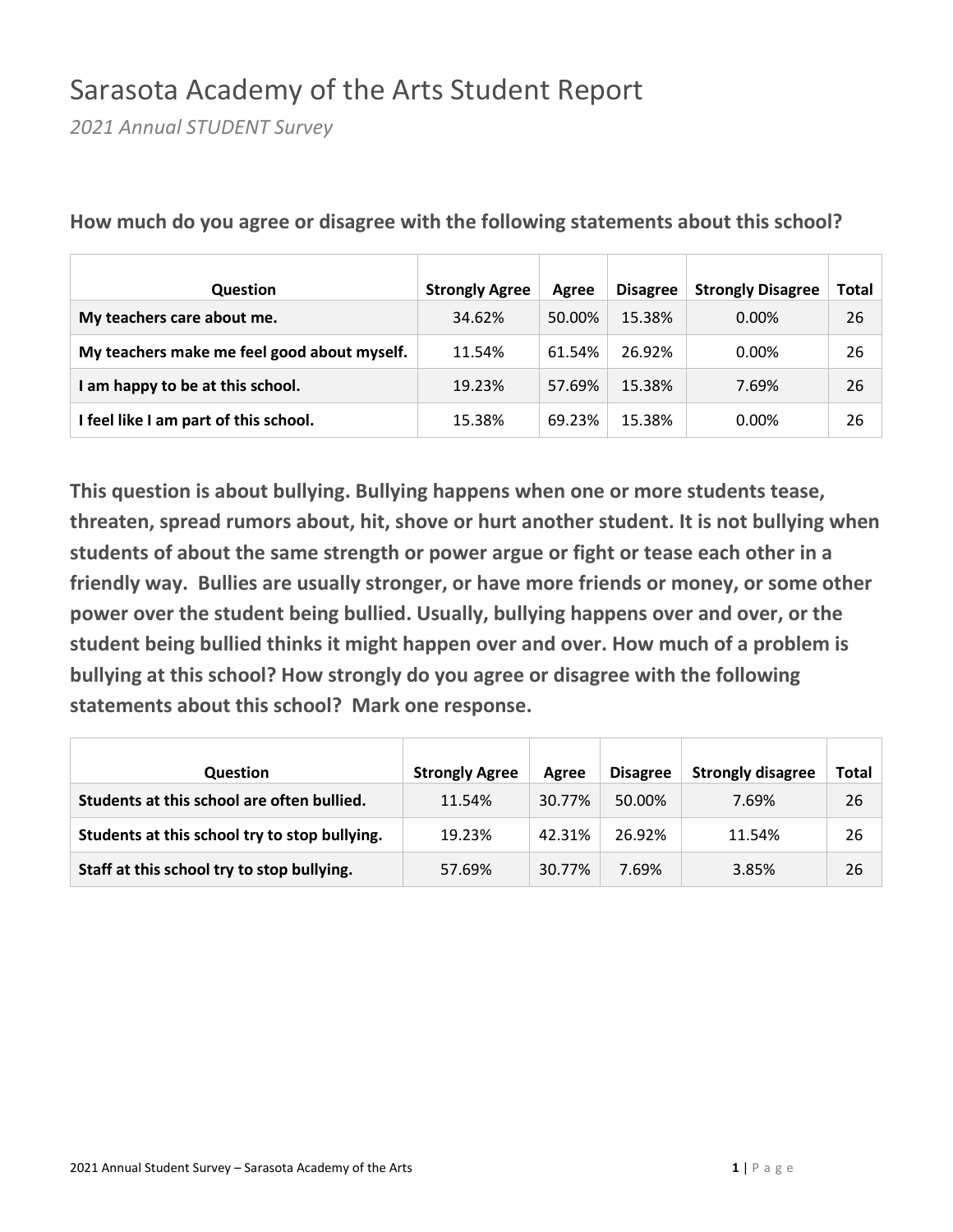# Sarasota Academy of the Arts Student Report

*2021 Annual STUDENT Survey*

**How much do you agree or disagree with the following statements about this school?**

| Question | Strongly Agree | Agree | Disagree | Strongly Disagree | Total |
|---|---|---|---|---|---|
| **My teachers care about me.** | 34.62% | 50.00% | 15.38% | 0.00% | 26 |
| **My teachers make me feel good about myself.** | 11.54% | 61.54% | 26.92% | 0.00% | 26 |
| **I am happy to be at this school.** | 19.23% | 57.69% | 15.38% | 7.69% | 26 |
| **I feel like I am part of this school.** | 15.38% | 69.23% | 15.38% | 0.00% | 26 |

**This question is about bullying. Bullying happens when one or more students tease, threaten, spread rumors about, hit, shove or hurt another student. It is not bullying when students of about the same strength or power argue or fight or tease each other in a friendly way. Bullies are usually stronger, or have more friends or money, or some other power over the student being bullied. Usually, bullying happens over and over, or the student being bullied thinks it might happen over and over. How much of a problem is bullying at this school? How strongly do you agree or disagree with the following statements about this school? Mark one response.**

| Question | Strongly Agree | Agree | Disagree | Strongly disagree | Total |
|---|---|---|---|---|---|
| **Students at this school are often bullied.** | 11.54% | 30.77% | 50.00% | 7.69% | 26 |
| **Students at this school try to stop bullying.** | 19.23% | 42.31% | 26.92% | 11.54% | 26 |
| **Staff at this school try to stop bullying.** | 57.69% | 30.77% | 7.69% | 3.85% | 26 |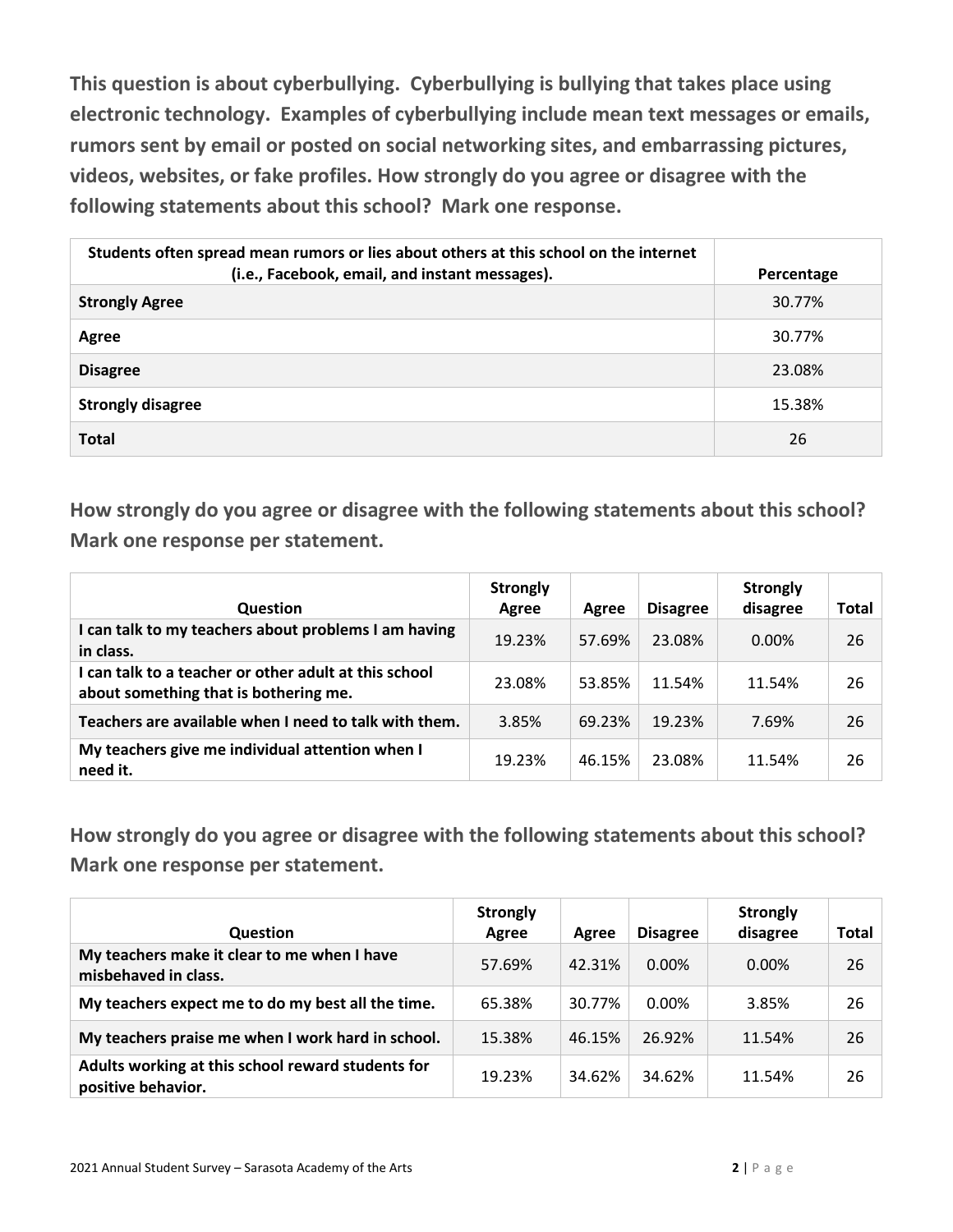**This question is about cyberbullying. Cyberbullying is bullying that takes place using electronic technology. Examples of cyberbullying include mean text messages or emails, rumors sent by email or posted on social networking sites, and embarrassing pictures, videos, websites, or fake profiles. How strongly do you agree or disagree with the following statements about this school? Mark one response.**

| Students often spread mean rumors or lies about others at this school on the internet (i.e., Facebook, email, and instant messages). | Percentage |
|---|---|
| **Strongly Agree** | 30.77% |
| **Agree** | 30.77% |
| **Disagree** | 23.08% |
| **Strongly disagree** | 15.38% |
| **Total** | 26 |

**How strongly do you agree or disagree with the following statements about this school? Mark one response per statement.**

| Question | Strongly Agree | Agree | Disagree | Strongly disagree | Total |
|---|---|---|---|---|---|
| I can talk to my teachers about problems I am having in class. | 19.23% | 57.69% | 23.08% | 0.00% | 26 |
| I can talk to a teacher or other adult at this school about something that is bothering me. | 23.08% | 53.85% | 11.54% | 11.54% | 26 |
| Teachers are available when I need to talk with them. | 3.85% | 69.23% | 19.23% | 7.69% | 26 |
| My teachers give me individual attention when I need it. | 19.23% | 46.15% | 23.08% | 11.54% | 26 |

**How strongly do you agree or disagree with the following statements about this school? Mark one response per statement.**

| Question | Strongly Agree | Agree | Disagree | Strongly disagree | Total |
|---|---|---|---|---|---|
| My teachers make it clear to me when I have misbehaved in class. | 57.69% | 42.31% | 0.00% | 0.00% | 26 |
| My teachers expect me to do my best all the time. | 65.38% | 30.77% | 0.00% | 3.85% | 26 |
| My teachers praise me when I work hard in school. | 15.38% | 46.15% | 26.92% | 11.54% | 26 |
| Adults working at this school reward students for positive behavior. | 19.23% | 34.62% | 34.62% | 11.54% | 26 |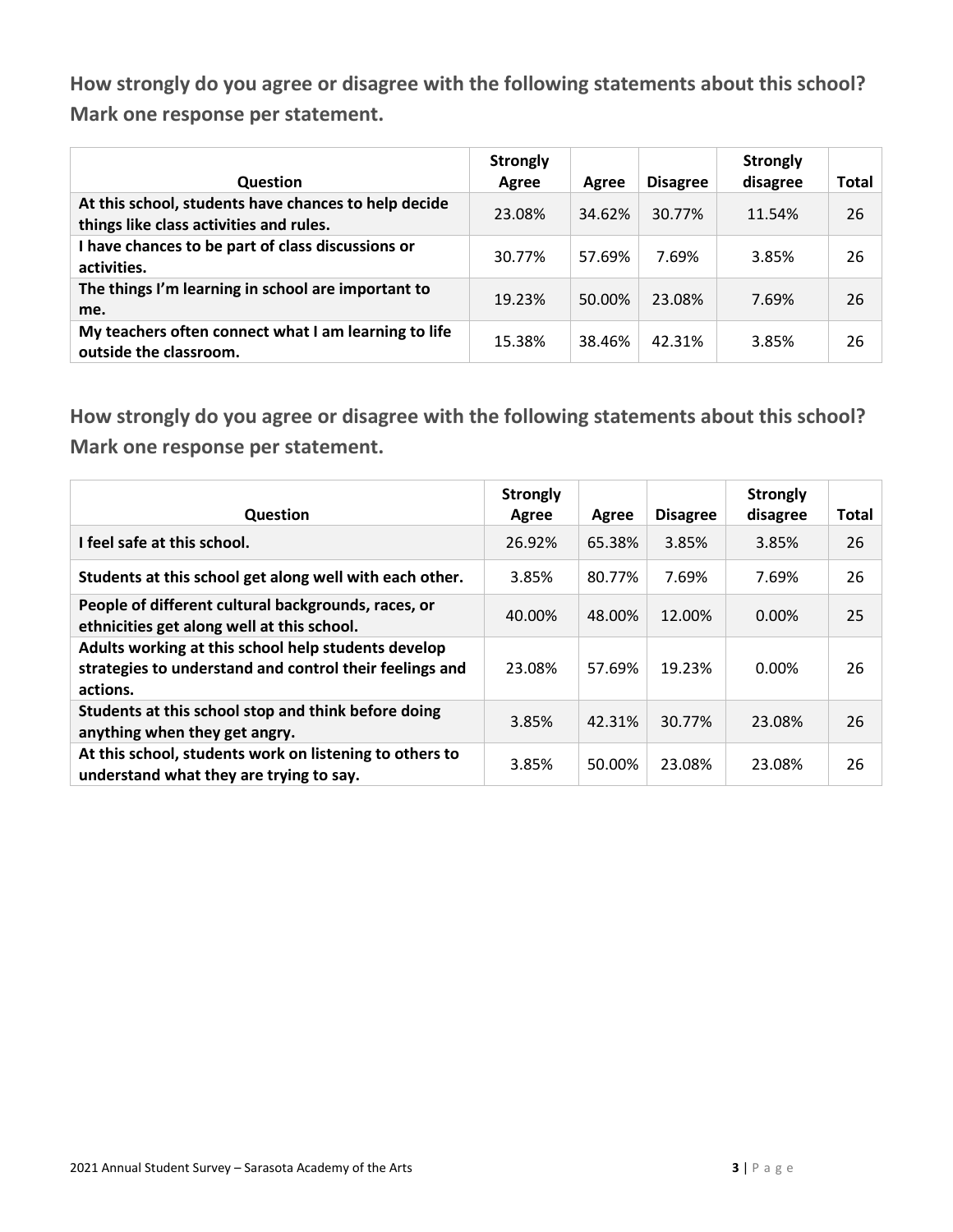**How strongly do you agree or disagree with the following statements about this school? Mark one response per statement.**

| Question | Strongly Agree | Agree | Disagree | Strongly disagree | Total |
|---|---|---|---|---|---|
| **At this school, students have chances to help decide things like class activities and rules.** | 23.08% | 34.62% | 30.77% | 11.54% | 26 |
| **I have chances to be part of class discussions or activities.** | 30.77% | 57.69% | 7.69% | 3.85% | 26 |
| **The things I'm learning in school are important to me.** | 19.23% | 50.00% | 23.08% | 7.69% | 26 |
| **My teachers often connect what I am learning to life outside the classroom.** | 15.38% | 38.46% | 42.31% | 3.85% | 26 |

**How strongly do you agree or disagree with the following statements about this school? Mark one response per statement.**

| Question | Strongly Agree | Agree | Disagree | Strongly disagree | Total |
|---|---|---|---|---|---|
| **I feel safe at this school.** | 26.92% | 65.38% | 3.85% | 3.85% | 26 |
| **Students at this school get along well with each other.** | 3.85% | 80.77% | 7.69% | 7.69% | 26 |
| **People of different cultural backgrounds, races, or ethnicities get along well at this school.** | 40.00% | 48.00% | 12.00% | 0.00% | 25 |
| **Adults working at this school help students develop strategies to understand and control their feelings and actions.** | 23.08% | 57.69% | 19.23% | 0.00% | 26 |
| **Students at this school stop and think before doing anything when they get angry.** | 3.85% | 42.31% | 30.77% | 23.08% | 26 |
| **At this school, students work on listening to others to understand what they are trying to say.** | 3.85% | 50.00% | 23.08% | 23.08% | 26 |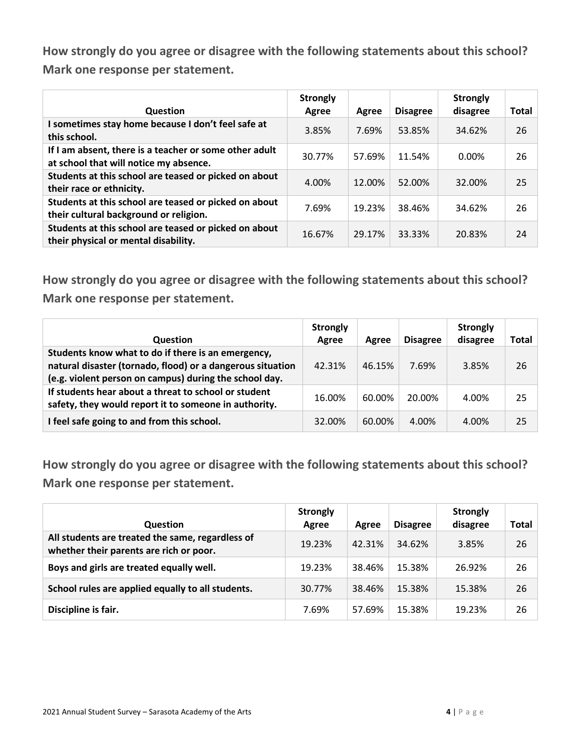**How strongly do you agree or disagree with the following statements about this school? Mark one response per statement.**

| Question | Strongly Agree | Agree | Disagree | Strongly disagree | Total |
|---|---|---|---|---|---|
| I sometimes stay home because I don't feel safe at this school. | 3.85% | 7.69% | 53.85% | 34.62% | 26 |
| If I am absent, there is a teacher or some other adult at school that will notice my absence. | 30.77% | 57.69% | 11.54% | 0.00% | 26 |
| Students at this school are teased or picked on about their race or ethnicity. | 4.00% | 12.00% | 52.00% | 32.00% | 25 |
| Students at this school are teased or picked on about their cultural background or religion. | 7.69% | 19.23% | 38.46% | 34.62% | 26 |
| Students at this school are teased or picked on about their physical or mental disability. | 16.67% | 29.17% | 33.33% | 20.83% | 24 |

**How strongly do you agree or disagree with the following statements about this school? Mark one response per statement.**

| Question | Strongly Agree | Agree | Disagree | Strongly disagree | Total |
|---|---|---|---|---|---|
| Students know what to do if there is an emergency, natural disaster (tornado, flood) or a dangerous situation (e.g. violent person on campus) during the school day. | 42.31% | 46.15% | 7.69% | 3.85% | 26 |
| If students hear about a threat to school or student safety, they would report it to someone in authority. | 16.00% | 60.00% | 20.00% | 4.00% | 25 |
| I feel safe going to and from this school. | 32.00% | 60.00% | 4.00% | 4.00% | 25 |

**How strongly do you agree or disagree with the following statements about this school? Mark one response per statement.**

| Question | Strongly Agree | Agree | Disagree | Strongly disagree | Total |
|---|---|---|---|---|---|
| All students are treated the same, regardless of whether their parents are rich or poor. | 19.23% | 42.31% | 34.62% | 3.85% | 26 |
| Boys and girls are treated equally well. | 19.23% | 38.46% | 15.38% | 26.92% | 26 |
| School rules are applied equally to all students. | 30.77% | 38.46% | 15.38% | 15.38% | 26 |
| Discipline is fair. | 7.69% | 57.69% | 15.38% | 19.23% | 26 |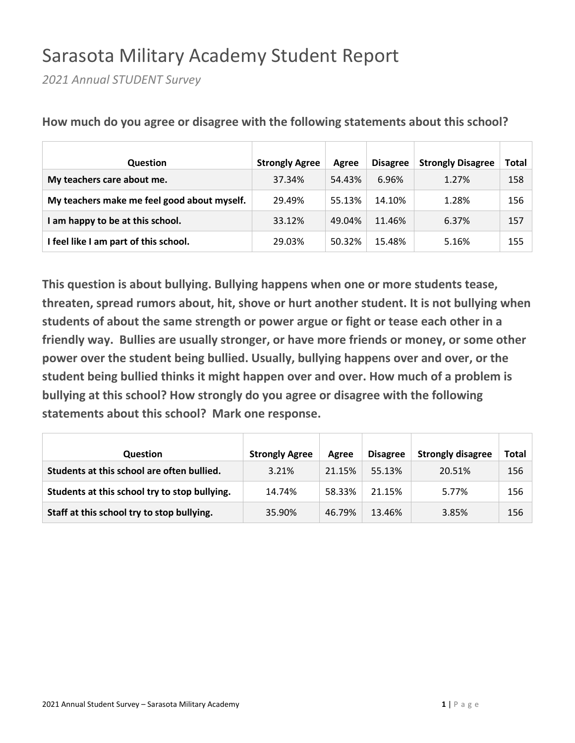# Sarasota Military Academy Student Report

*2021 Annual STUDENT Survey*

**How much do you agree or disagree with the following statements about this school?**

| Question | Strongly Agree | Agree | Disagree | Strongly Disagree | Total |
|---|---|---|---|---|---|
| **My teachers care about me.** | 37.34% | 54.43% | 6.96% | 1.27% | 158 |
| **My teachers make me feel good about myself.** | 29.49% | 55.13% | 14.10% | 1.28% | 156 |
| **I am happy to be at this school.** | 33.12% | 49.04% | 11.46% | 6.37% | 157 |
| **I feel like I am part of this school.** | 29.03% | 50.32% | 15.48% | 5.16% | 155 |

**This question is about bullying. Bullying happens when one or more students tease, threaten, spread rumors about, hit, shove or hurt another student. It is not bullying when students of about the same strength or power argue or fight or tease each other in a friendly way. Bullies are usually stronger, or have more friends or money, or some other power over the student being bullied. Usually, bullying happens over and over, or the student being bullied thinks it might happen over and over. How much of a problem is bullying at this school? How strongly do you agree or disagree with the following statements about this school? Mark one response.**

| Question | Strongly Agree | Agree | Disagree | Strongly disagree | Total |
|---|---|---|---|---|---|
| **Students at this school are often bullied.** | 3.21% | 21.15% | 55.13% | 20.51% | 156 |
| **Students at this school try to stop bullying.** | 14.74% | 58.33% | 21.15% | 5.77% | 156 |
| **Staff at this school try to stop bullying.** | 35.90% | 46.79% | 13.46% | 3.85% | 156 |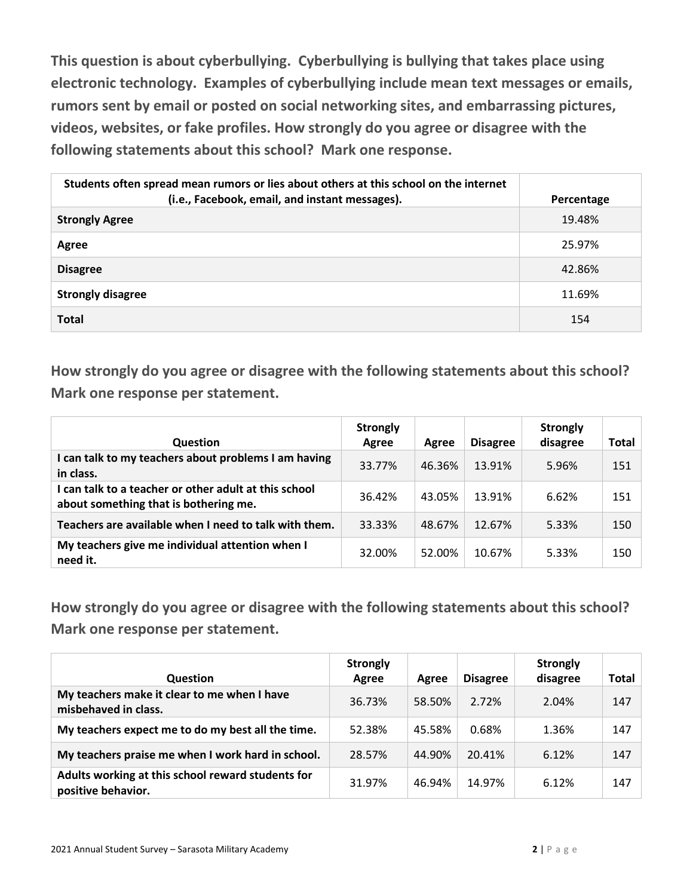**This question is about cyberbullying. Cyberbullying is bullying that takes place using electronic technology. Examples of cyberbullying include mean text messages or emails, rumors sent by email or posted on social networking sites, and embarrassing pictures, videos, websites, or fake profiles. How strongly do you agree or disagree with the following statements about this school? Mark one response.**

| Students often spread mean rumors or lies about others at this school on the internet (i.e., Facebook, email, and instant messages). | Percentage |
|---|---|
| **Strongly Agree** | 19.48% |
| **Agree** | 25.97% |
| **Disagree** | 42.86% |
| **Strongly disagree** | 11.69% |
| **Total** | 154 |

**How strongly do you agree or disagree with the following statements about this school? Mark one response per statement.**

| Question | Strongly Agree | Agree | Disagree | Strongly disagree | Total |
|---|---|---|---|---|---|
| **I can talk to my teachers about problems I am having in class.** | 33.77% | 46.36% | 13.91% | 5.96% | 151 |
| **I can talk to a teacher or other adult at this school about something that is bothering me.** | 36.42% | 43.05% | 13.91% | 6.62% | 151 |
| **Teachers are available when I need to talk with them.** | 33.33% | 48.67% | 12.67% | 5.33% | 150 |
| **My teachers give me individual attention when I need it.** | 32.00% | 52.00% | 10.67% | 5.33% | 150 |

**How strongly do you agree or disagree with the following statements about this school? Mark one response per statement.**

| Question | Strongly Agree | Agree | Disagree | Strongly disagree | Total |
|---|---|---|---|---|---|
| **My teachers make it clear to me when I have misbehaved in class.** | 36.73% | 58.50% | 2.72% | 2.04% | 147 |
| **My teachers expect me to do my best all the time.** | 52.38% | 45.58% | 0.68% | 1.36% | 147 |
| **My teachers praise me when I work hard in school.** | 28.57% | 44.90% | 20.41% | 6.12% | 147 |
| **Adults working at this school reward students for positive behavior.** | 31.97% | 46.94% | 14.97% | 6.12% | 147 |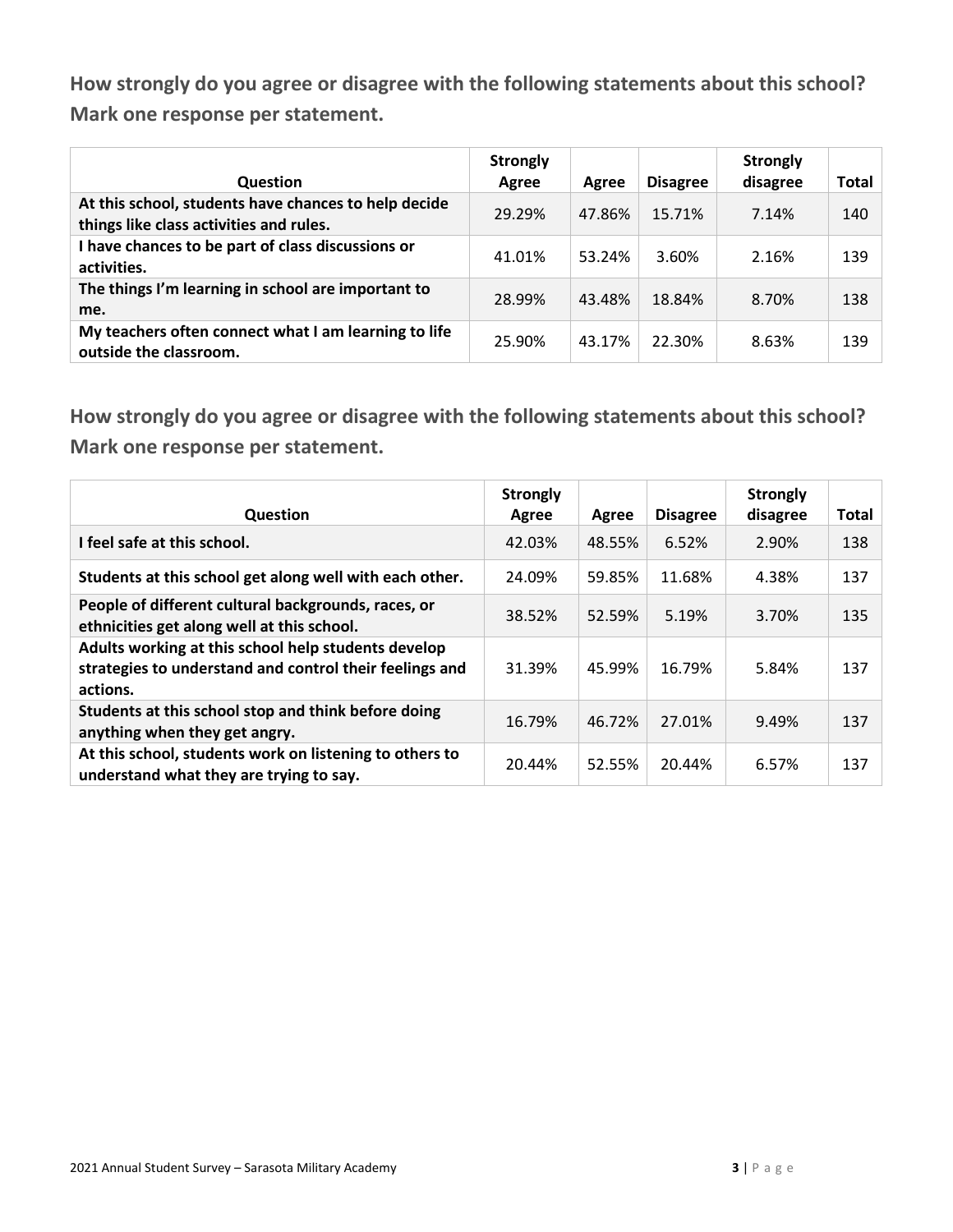**How strongly do you agree or disagree with the following statements about this school? Mark one response per statement.**

| Question | Strongly Agree | Agree | Disagree | Strongly disagree | Total |
|---|---|---|---|---|---|
| **At this school, students have chances to help decide things like class activities and rules.** | 29.29% | 47.86% | 15.71% | 7.14% | 140 |
| **I have chances to be part of class discussions or activities.** | 41.01% | 53.24% | 3.60% | 2.16% | 139 |
| **The things I'm learning in school are important to me.** | 28.99% | 43.48% | 18.84% | 8.70% | 138 |
| **My teachers often connect what I am learning to life outside the classroom.** | 25.90% | 43.17% | 22.30% | 8.63% | 139 |

**How strongly do you agree or disagree with the following statements about this school? Mark one response per statement.**

| Question | Strongly Agree | Agree | Disagree | Strongly disagree | Total |
|---|---|---|---|---|---|
| **I feel safe at this school.** | 42.03% | 48.55% | 6.52% | 2.90% | 138 |
| **Students at this school get along well with each other.** | 24.09% | 59.85% | 11.68% | 4.38% | 137 |
| **People of different cultural backgrounds, races, or ethnicities get along well at this school.** | 38.52% | 52.59% | 5.19% | 3.70% | 135 |
| **Adults working at this school help students develop strategies to understand and control their feelings and actions.** | 31.39% | 45.99% | 16.79% | 5.84% | 137 |
| **Students at this school stop and think before doing anything when they get angry.** | 16.79% | 46.72% | 27.01% | 9.49% | 137 |
| **At this school, students work on listening to others to understand what they are trying to say.** | 20.44% | 52.55% | 20.44% | 6.57% | 137 |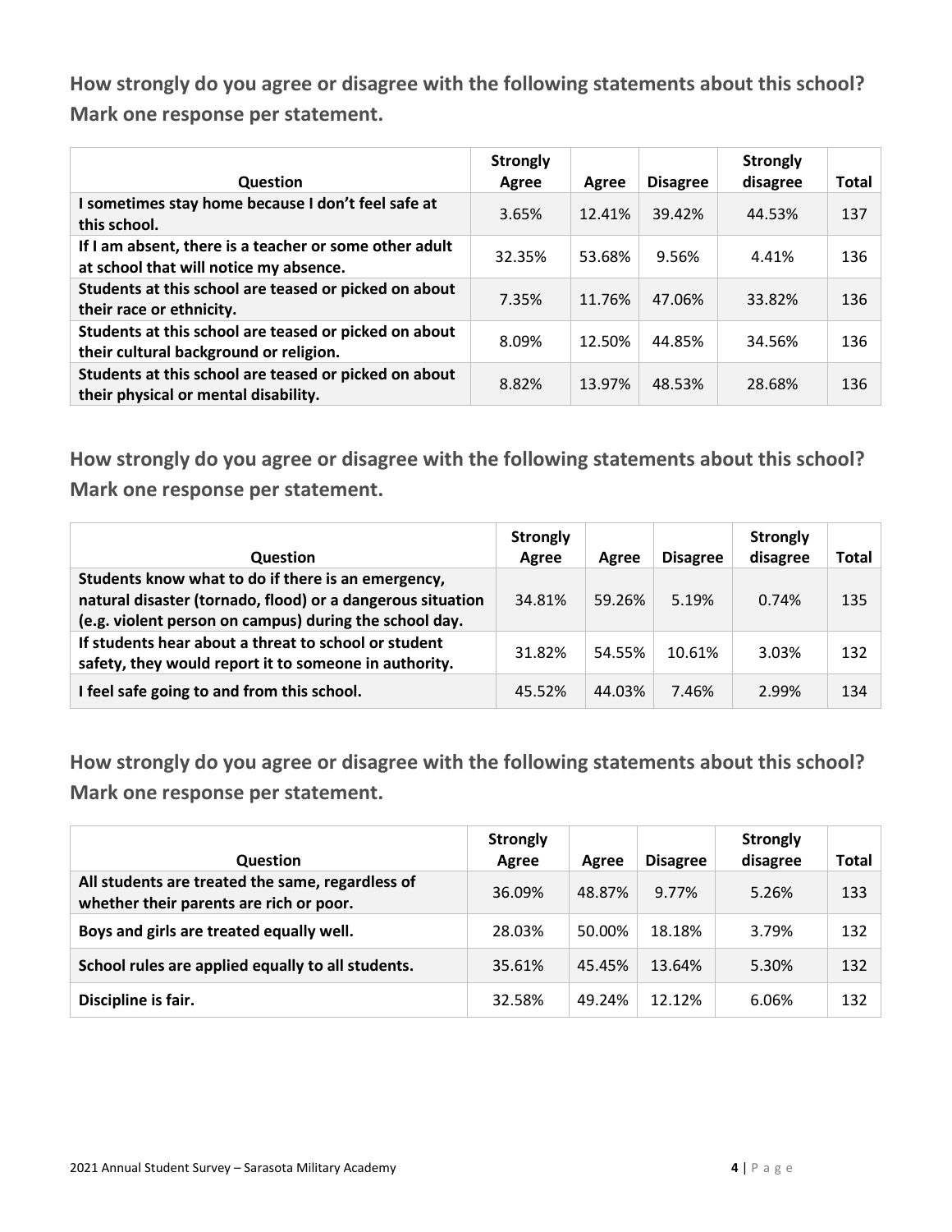**How strongly do you agree or disagree with the following statements about this school? Mark one response per statement.**

| Question | Strongly Agree | Agree | Disagree | Strongly disagree | Total |
|---|---|---|---|---|---|
| I sometimes stay home because I don't feel safe at this school. | 3.65% | 12.41% | 39.42% | 44.53% | 137 |
| If I am absent, there is a teacher or some other adult at school that will notice my absence. | 32.35% | 53.68% | 9.56% | 4.41% | 136 |
| Students at this school are teased or picked on about their race or ethnicity. | 7.35% | 11.76% | 47.06% | 33.82% | 136 |
| Students at this school are teased or picked on about their cultural background or religion. | 8.09% | 12.50% | 44.85% | 34.56% | 136 |
| Students at this school are teased or picked on about their physical or mental disability. | 8.82% | 13.97% | 48.53% | 28.68% | 136 |

**How strongly do you agree or disagree with the following statements about this school? Mark one response per statement.**

| Question | Strongly Agree | Agree | Disagree | Strongly disagree | Total |
|---|---|---|---|---|---|
| Students know what to do if there is an emergency, natural disaster (tornado, flood) or a dangerous situation (e.g. violent person on campus) during the school day. | 34.81% | 59.26% | 5.19% | 0.74% | 135 |
| If students hear about a threat to school or student safety, they would report it to someone in authority. | 31.82% | 54.55% | 10.61% | 3.03% | 132 |
| I feel safe going to and from this school. | 45.52% | 44.03% | 7.46% | 2.99% | 134 |

**How strongly do you agree or disagree with the following statements about this school? Mark one response per statement.**

| Question | Strongly Agree | Agree | Disagree | Strongly disagree | Total |
|---|---|---|---|---|---|
| All students are treated the same, regardless of whether their parents are rich or poor. | 36.09% | 48.87% | 9.77% | 5.26% | 133 |
| Boys and girls are treated equally well. | 28.03% | 50.00% | 18.18% | 3.79% | 132 |
| School rules are applied equally to all students. | 35.61% | 45.45% | 13.64% | 5.30% | 132 |
| Discipline is fair. | 32.58% | 49.24% | 12.12% | 6.06% | 132 |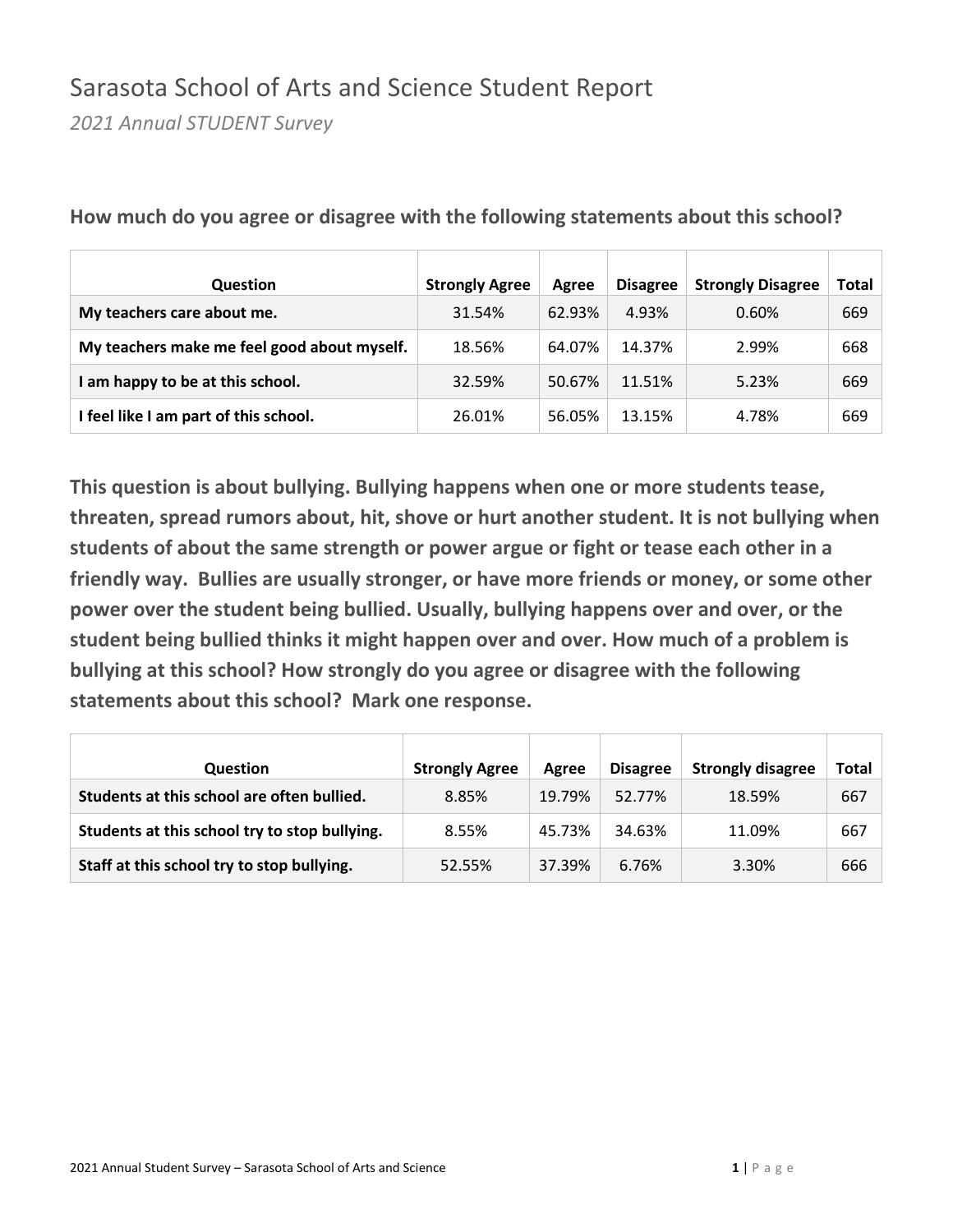# Sarasota School of Arts and Science Student Report

*2021 Annual STUDENT Survey*

**How much do you agree or disagree with the following statements about this school?**

| Question | Strongly Agree | Agree | Disagree | Strongly Disagree | Total |
|---|---|---|---|---|---|
| **My teachers care about me.** | 31.54% | 62.93% | 4.93% | 0.60% | 669 |
| **My teachers make me feel good about myself.** | 18.56% | 64.07% | 14.37% | 2.99% | 668 |
| **I am happy to be at this school.** | 32.59% | 50.67% | 11.51% | 5.23% | 669 |
| **I feel like I am part of this school.** | 26.01% | 56.05% | 13.15% | 4.78% | 669 |

**This question is about bullying. Bullying happens when one or more students tease, threaten, spread rumors about, hit, shove or hurt another student. It is not bullying when students of about the same strength or power argue or fight or tease each other in a friendly way. Bullies are usually stronger, or have more friends or money, or some other power over the student being bullied. Usually, bullying happens over and over, or the student being bullied thinks it might happen over and over. How much of a problem is bullying at this school? How strongly do you agree or disagree with the following statements about this school? Mark one response.**

| Question | Strongly Agree | Agree | Disagree | Strongly disagree | Total |
|---|---|---|---|---|---|
| **Students at this school are often bullied.** | 8.85% | 19.79% | 52.77% | 18.59% | 667 |
| **Students at this school try to stop bullying.** | 8.55% | 45.73% | 34.63% | 11.09% | 667 |
| **Staff at this school try to stop bullying.** | 52.55% | 37.39% | 6.76% | 3.30% | 666 |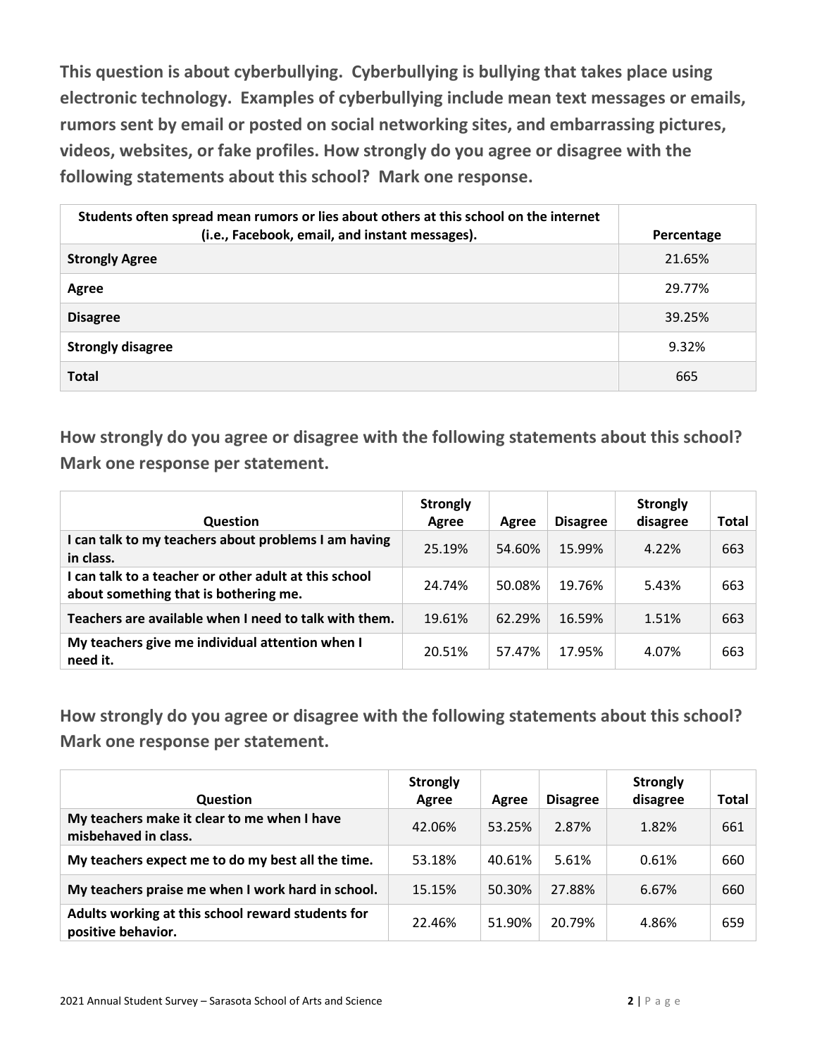**This question is about cyberbullying. Cyberbullying is bullying that takes place using electronic technology. Examples of cyberbullying include mean text messages or emails, rumors sent by email or posted on social networking sites, and embarrassing pictures, videos, websites, or fake profiles. How strongly do you agree or disagree with the following statements about this school? Mark one response.**

| Students often spread mean rumors or lies about others at this school on the internet (i.e., Facebook, email, and instant messages). | Percentage |
|---|---|
| **Strongly Agree** | 21.65% |
| **Agree** | 29.77% |
| **Disagree** | 39.25% |
| **Strongly disagree** | 9.32% |
| **Total** | 665 |

**How strongly do you agree or disagree with the following statements about this school? Mark one response per statement.**

| Question | Strongly Agree | Agree | Disagree | Strongly disagree | Total |
|---|---|---|---|---|---|
| **I can talk to my teachers about problems I am having in class.** | 25.19% | 54.60% | 15.99% | 4.22% | 663 |
| **I can talk to a teacher or other adult at this school about something that is bothering me.** | 24.74% | 50.08% | 19.76% | 5.43% | 663 |
| **Teachers are available when I need to talk with them.** | 19.61% | 62.29% | 16.59% | 1.51% | 663 |
| **My teachers give me individual attention when I need it.** | 20.51% | 57.47% | 17.95% | 4.07% | 663 |

**How strongly do you agree or disagree with the following statements about this school? Mark one response per statement.**

| Question | Strongly Agree | Agree | Disagree | Strongly disagree | Total |
|---|---|---|---|---|---|
| **My teachers make it clear to me when I have misbehaved in class.** | 42.06% | 53.25% | 2.87% | 1.82% | 661 |
| **My teachers expect me to do my best all the time.** | 53.18% | 40.61% | 5.61% | 0.61% | 660 |
| **My teachers praise me when I work hard in school.** | 15.15% | 50.30% | 27.88% | 6.67% | 660 |
| **Adults working at this school reward students for positive behavior.** | 22.46% | 51.90% | 20.79% | 4.86% | 659 |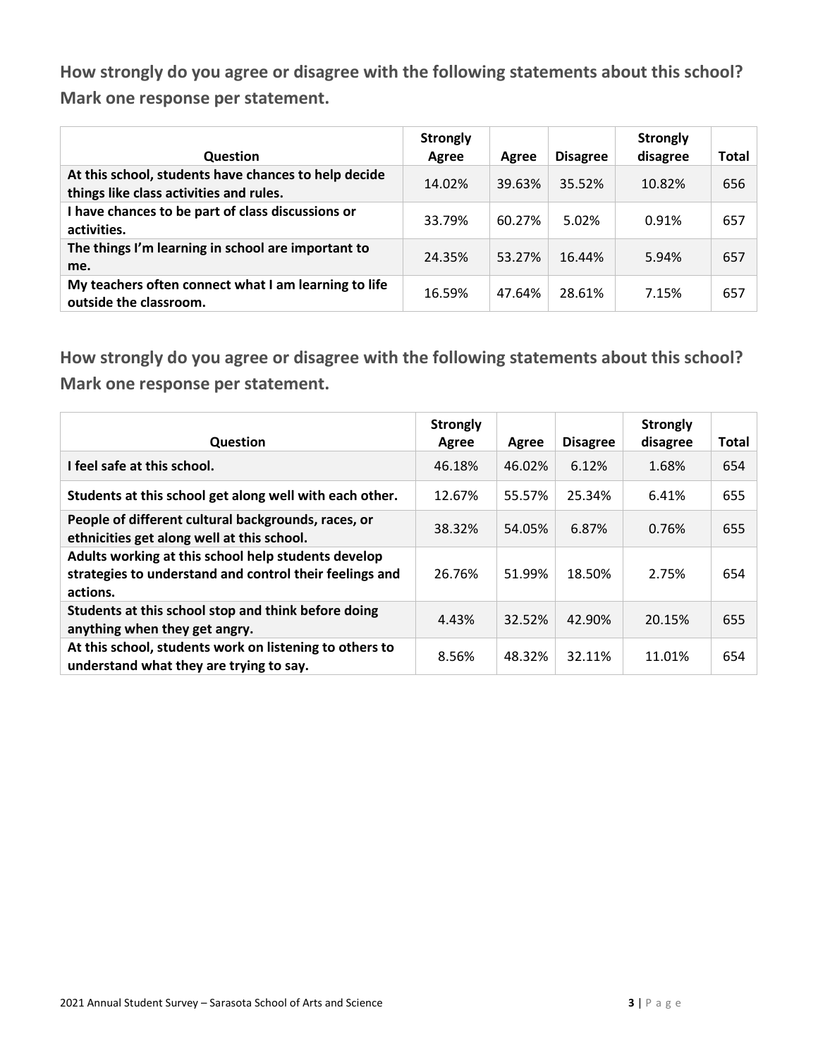**How strongly do you agree or disagree with the following statements about this school? Mark one response per statement.**

| Question | Strongly Agree | Agree | Disagree | Strongly disagree | Total |
|---|---|---|---|---|---|
| **At this school, students have chances to help decide things like class activities and rules.** | 14.02% | 39.63% | 35.52% | 10.82% | 656 |
| **I have chances to be part of class discussions or activities.** | 33.79% | 60.27% | 5.02% | 0.91% | 657 |
| **The things I'm learning in school are important to me.** | 24.35% | 53.27% | 16.44% | 5.94% | 657 |
| **My teachers often connect what I am learning to life outside the classroom.** | 16.59% | 47.64% | 28.61% | 7.15% | 657 |

**How strongly do you agree or disagree with the following statements about this school? Mark one response per statement.**

| Question | Strongly Agree | Agree | Disagree | Strongly disagree | Total |
|---|---|---|---|---|---|
| **I feel safe at this school.** | 46.18% | 46.02% | 6.12% | 1.68% | 654 |
| **Students at this school get along well with each other.** | 12.67% | 55.57% | 25.34% | 6.41% | 655 |
| **People of different cultural backgrounds, races, or ethnicities get along well at this school.** | 38.32% | 54.05% | 6.87% | 0.76% | 655 |
| **Adults working at this school help students develop strategies to understand and control their feelings and actions.** | 26.76% | 51.99% | 18.50% | 2.75% | 654 |
| **Students at this school stop and think before doing anything when they get angry.** | 4.43% | 32.52% | 42.90% | 20.15% | 655 |
| **At this school, students work on listening to others to understand what they are trying to say.** | 8.56% | 48.32% | 32.11% | 11.01% | 654 |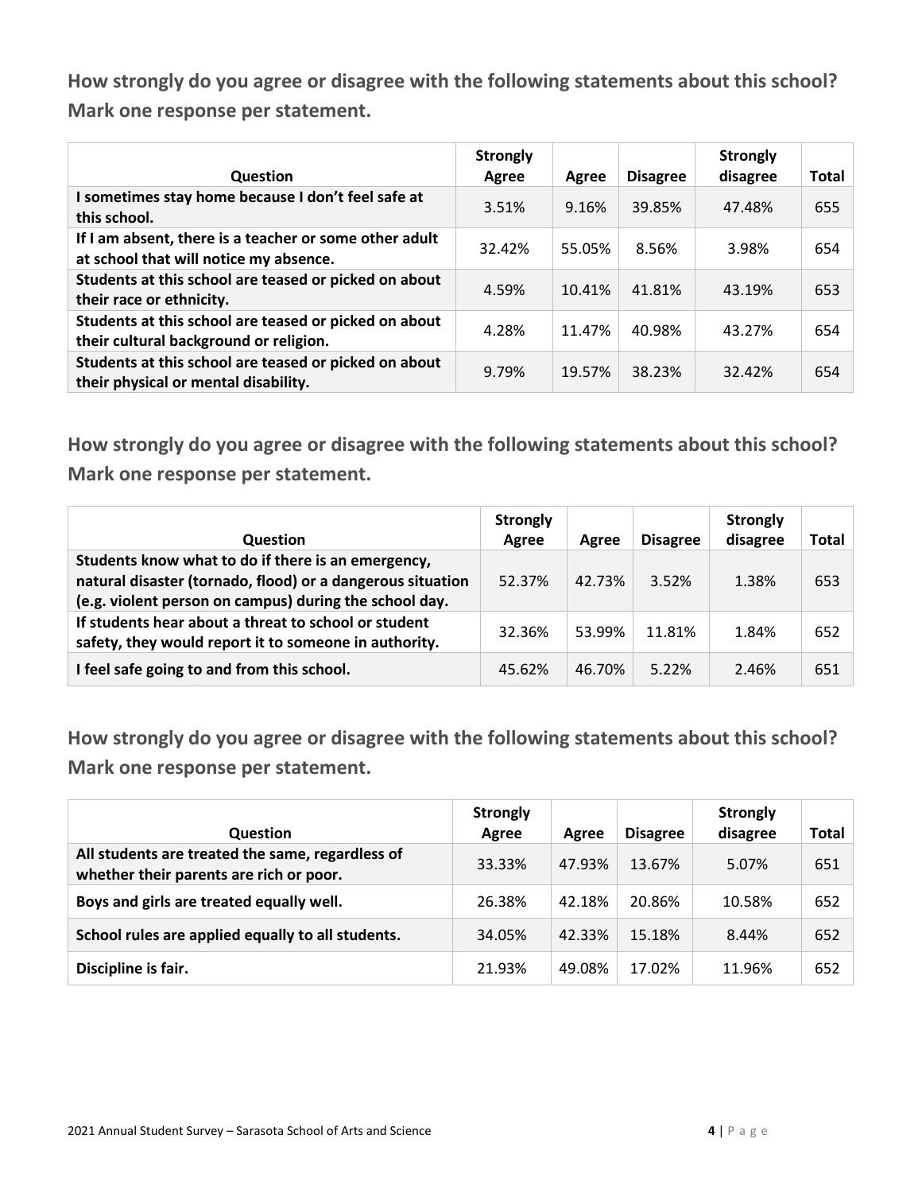**How strongly do you agree or disagree with the following statements about this school? Mark one response per statement.**

| Question | Strongly Agree | Agree | Disagree | Strongly disagree | Total |
|---|---|---|---|---|---|
| I sometimes stay home because I don't feel safe at this school. | 3.51% | 9.16% | 39.85% | 47.48% | 655 |
| If I am absent, there is a teacher or some other adult at school that will notice my absence. | 32.42% | 55.05% | 8.56% | 3.98% | 654 |
| Students at this school are teased or picked on about their race or ethnicity. | 4.59% | 10.41% | 41.81% | 43.19% | 653 |
| Students at this school are teased or picked on about their cultural background or religion. | 4.28% | 11.47% | 40.98% | 43.27% | 654 |
| Students at this school are teased or picked on about their physical or mental disability. | 9.79% | 19.57% | 38.23% | 32.42% | 654 |

**How strongly do you agree or disagree with the following statements about this school? Mark one response per statement.**

| Question | Strongly Agree | Agree | Disagree | Strongly disagree | Total |
|---|---|---|---|---|---|
| Students know what to do if there is an emergency, natural disaster (tornado, flood) or a dangerous situation (e.g. violent person on campus) during the school day. | 52.37% | 42.73% | 3.52% | 1.38% | 653 |
| If students hear about a threat to school or student safety, they would report it to someone in authority. | 32.36% | 53.99% | 11.81% | 1.84% | 652 |
| I feel safe going to and from this school. | 45.62% | 46.70% | 5.22% | 2.46% | 651 |

**How strongly do you agree or disagree with the following statements about this school? Mark one response per statement.**

| Question | Strongly Agree | Agree | Disagree | Strongly disagree | Total |
|---|---|---|---|---|---|
| All students are treated the same, regardless of whether their parents are rich or poor. | 33.33% | 47.93% | 13.67% | 5.07% | 651 |
| Boys and girls are treated equally well. | 26.38% | 42.18% | 20.86% | 10.58% | 652 |
| School rules are applied equally to all students. | 34.05% | 42.33% | 15.18% | 8.44% | 652 |
| Discipline is fair. | 21.93% | 49.08% | 17.02% | 11.96% | 652 |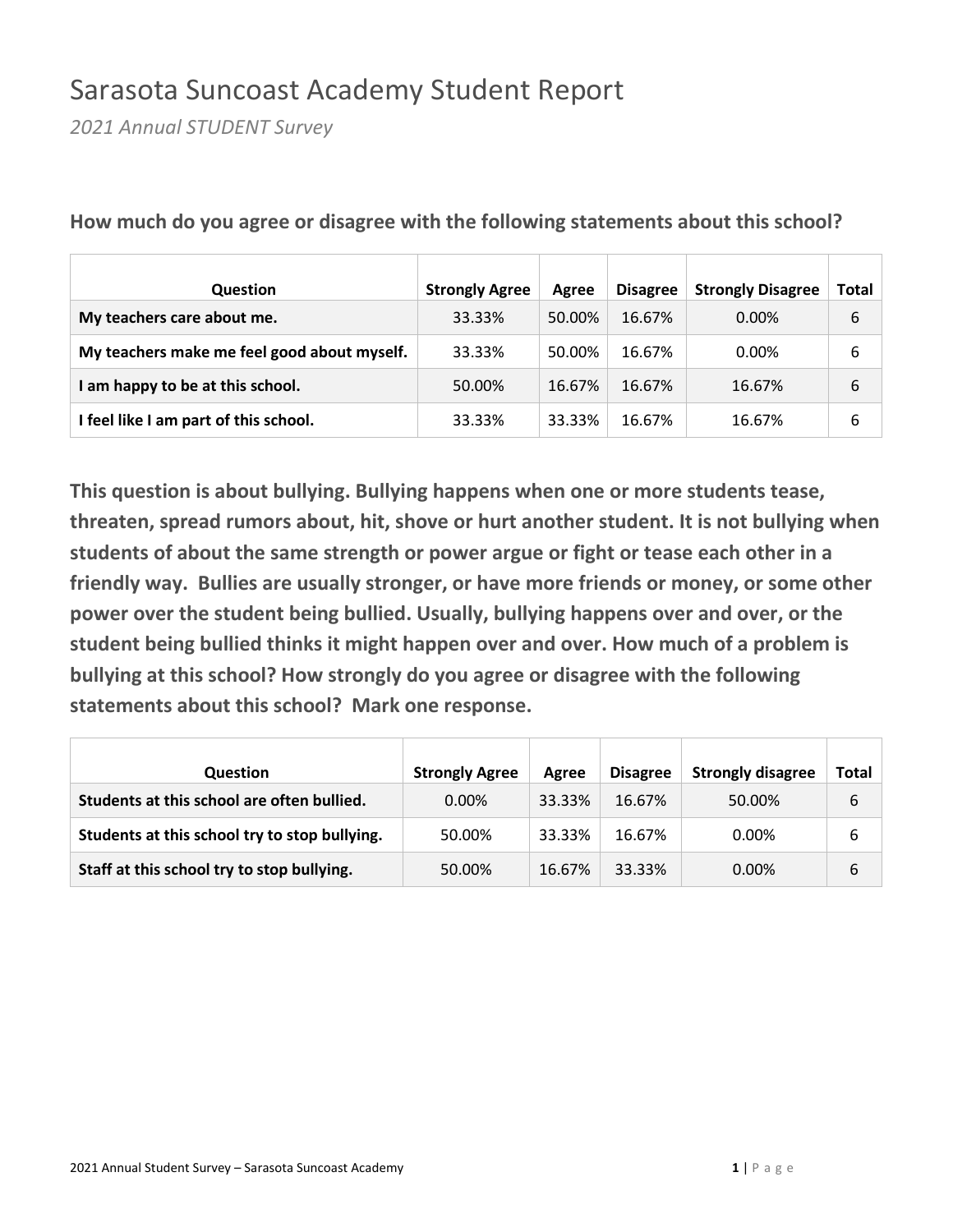# Sarasota Suncoast Academy Student Report

*2021 Annual STUDENT Survey*

**How much do you agree or disagree with the following statements about this school?**

| Question | Strongly Agree | Agree | Disagree | Strongly Disagree | Total |
|---|---|---|---|---|---|
| **My teachers care about me.** | 33.33% | 50.00% | 16.67% | 0.00% | 6 |
| **My teachers make me feel good about myself.** | 33.33% | 50.00% | 16.67% | 0.00% | 6 |
| **I am happy to be at this school.** | 50.00% | 16.67% | 16.67% | 16.67% | 6 |
| **I feel like I am part of this school.** | 33.33% | 33.33% | 16.67% | 16.67% | 6 |

**This question is about bullying. Bullying happens when one or more students tease, threaten, spread rumors about, hit, shove or hurt another student. It is not bullying when students of about the same strength or power argue or fight or tease each other in a friendly way. Bullies are usually stronger, or have more friends or money, or some other power over the student being bullied. Usually, bullying happens over and over, or the student being bullied thinks it might happen over and over. How much of a problem is bullying at this school? How strongly do you agree or disagree with the following statements about this school? Mark one response.**

| Question | Strongly Agree | Agree | Disagree | Strongly disagree | Total |
|---|---|---|---|---|---|
| **Students at this school are often bullied.** | 0.00% | 33.33% | 16.67% | 50.00% | 6 |
| **Students at this school try to stop bullying.** | 50.00% | 33.33% | 16.67% | 0.00% | 6 |
| **Staff at this school try to stop bullying.** | 50.00% | 16.67% | 33.33% | 0.00% | 6 |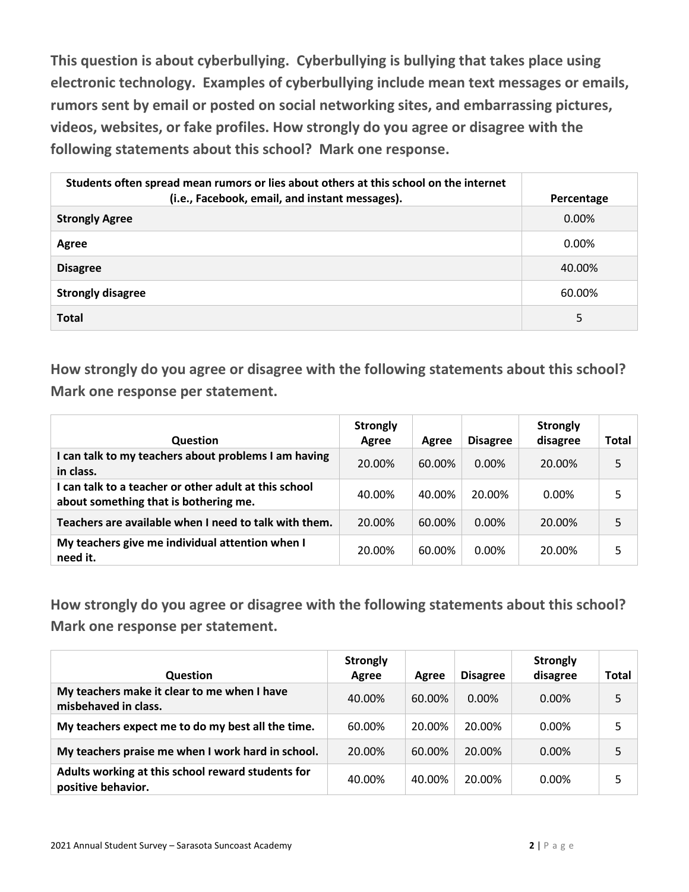**This question is about cyberbullying. Cyberbullying is bullying that takes place using electronic technology. Examples of cyberbullying include mean text messages or emails, rumors sent by email or posted on social networking sites, and embarrassing pictures, videos, websites, or fake profiles. How strongly do you agree or disagree with the following statements about this school? Mark one response.**

| Students often spread mean rumors or lies about others at this school on the internet (i.e., Facebook, email, and instant messages). | Percentage |
|---|---|
| **Strongly Agree** | 0.00% |
| **Agree** | 0.00% |
| **Disagree** | 40.00% |
| **Strongly disagree** | 60.00% |
| **Total** | 5 |

**How strongly do you agree or disagree with the following statements about this school? Mark one response per statement.**

| Question | Strongly Agree | Agree | Disagree | Strongly disagree | Total |
|---|---|---|---|---|---|
| I can talk to my teachers about problems I am having in class. | 20.00% | 60.00% | 0.00% | 20.00% | 5 |
| I can talk to a teacher or other adult at this school about something that is bothering me. | 40.00% | 40.00% | 20.00% | 0.00% | 5 |
| Teachers are available when I need to talk with them. | 20.00% | 60.00% | 0.00% | 20.00% | 5 |
| My teachers give me individual attention when I need it. | 20.00% | 60.00% | 0.00% | 20.00% | 5 |

**How strongly do you agree or disagree with the following statements about this school? Mark one response per statement.**

| Question | Strongly Agree | Agree | Disagree | Strongly disagree | Total |
|---|---|---|---|---|---|
| My teachers make it clear to me when I have misbehaved in class. | 40.00% | 60.00% | 0.00% | 0.00% | 5 |
| My teachers expect me to do my best all the time. | 60.00% | 20.00% | 20.00% | 0.00% | 5 |
| My teachers praise me when I work hard in school. | 20.00% | 60.00% | 20.00% | 0.00% | 5 |
| Adults working at this school reward students for positive behavior. | 40.00% | 40.00% | 20.00% | 0.00% | 5 |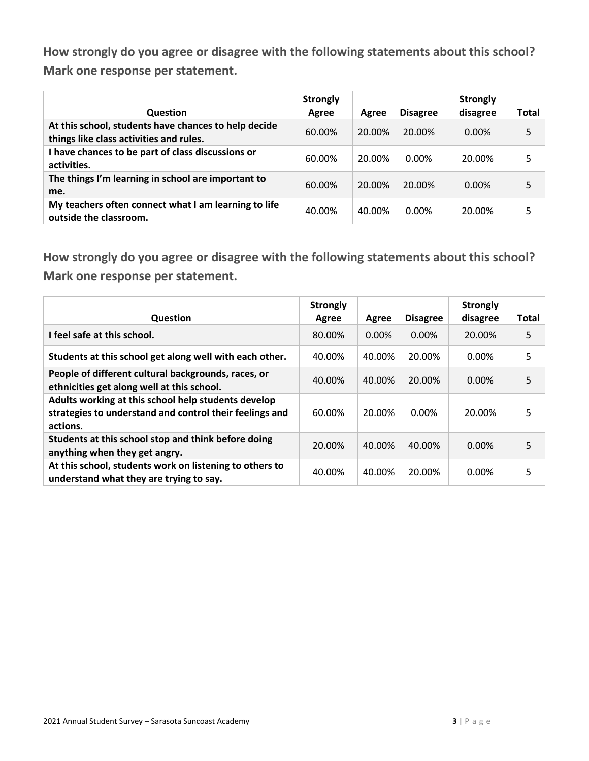**How strongly do you agree or disagree with the following statements about this school? Mark one response per statement.**

| Question | Strongly Agree | Agree | Disagree | Strongly disagree | Total |
|---|---|---|---|---|---|
| **At this school, students have chances to help decide things like class activities and rules.** | 60.00% | 20.00% | 20.00% | 0.00% | 5 |
| **I have chances to be part of class discussions or activities.** | 60.00% | 20.00% | 0.00% | 20.00% | 5 |
| **The things I'm learning in school are important to me.** | 60.00% | 20.00% | 20.00% | 0.00% | 5 |
| **My teachers often connect what I am learning to life outside the classroom.** | 40.00% | 40.00% | 0.00% | 20.00% | 5 |

**How strongly do you agree or disagree with the following statements about this school? Mark one response per statement.**

| Question | Strongly Agree | Agree | Disagree | Strongly disagree | Total |
|---|---|---|---|---|---|
| **I feel safe at this school.** | 80.00% | 0.00% | 0.00% | 20.00% | 5 |
| **Students at this school get along well with each other.** | 40.00% | 40.00% | 20.00% | 0.00% | 5 |
| **People of different cultural backgrounds, races, or ethnicities get along well at this school.** | 40.00% | 40.00% | 20.00% | 0.00% | 5 |
| **Adults working at this school help students develop strategies to understand and control their feelings and actions.** | 60.00% | 20.00% | 0.00% | 20.00% | 5 |
| **Students at this school stop and think before doing anything when they get angry.** | 20.00% | 40.00% | 40.00% | 0.00% | 5 |
| **At this school, students work on listening to others to understand what they are trying to say.** | 40.00% | 40.00% | 20.00% | 0.00% | 5 |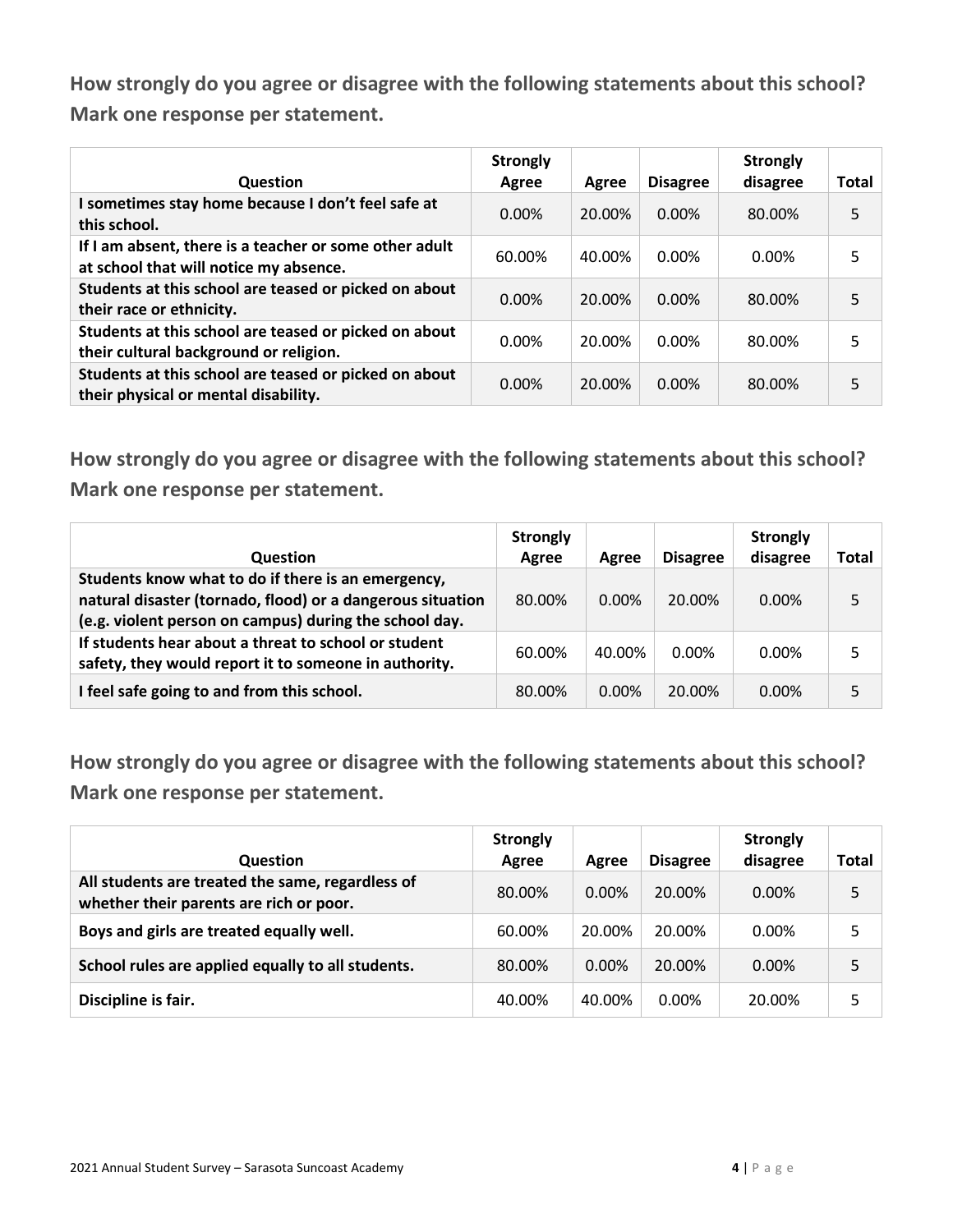**How strongly do you agree or disagree with the following statements about this school? Mark one response per statement.**

| Question | Strongly Agree | Agree | Disagree | Strongly disagree | Total |
|---|---|---|---|---|---|
| I sometimes stay home because I don't feel safe at this school. | 0.00% | 20.00% | 0.00% | 80.00% | 5 |
| If I am absent, there is a teacher or some other adult at school that will notice my absence. | 60.00% | 40.00% | 0.00% | 0.00% | 5 |
| Students at this school are teased or picked on about their race or ethnicity. | 0.00% | 20.00% | 0.00% | 80.00% | 5 |
| Students at this school are teased or picked on about their cultural background or religion. | 0.00% | 20.00% | 0.00% | 80.00% | 5 |
| Students at this school are teased or picked on about their physical or mental disability. | 0.00% | 20.00% | 0.00% | 80.00% | 5 |

**How strongly do you agree or disagree with the following statements about this school? Mark one response per statement.**

| Question | Strongly Agree | Agree | Disagree | Strongly disagree | Total |
|---|---|---|---|---|---|
| Students know what to do if there is an emergency, natural disaster (tornado, flood) or a dangerous situation (e.g. violent person on campus) during the school day. | 80.00% | 0.00% | 20.00% | 0.00% | 5 |
| If students hear about a threat to school or student safety, they would report it to someone in authority. | 60.00% | 40.00% | 0.00% | 0.00% | 5 |
| I feel safe going to and from this school. | 80.00% | 0.00% | 20.00% | 0.00% | 5 |

**How strongly do you agree or disagree with the following statements about this school? Mark one response per statement.**

| Question | Strongly Agree | Agree | Disagree | Strongly disagree | Total |
|---|---|---|---|---|---|
| All students are treated the same, regardless of whether their parents are rich or poor. | 80.00% | 0.00% | 20.00% | 0.00% | 5 |
| Boys and girls are treated equally well. | 60.00% | 20.00% | 20.00% | 0.00% | 5 |
| School rules are applied equally to all students. | 80.00% | 0.00% | 20.00% | 0.00% | 5 |
| Discipline is fair. | 40.00% | 40.00% | 0.00% | 20.00% | 5 |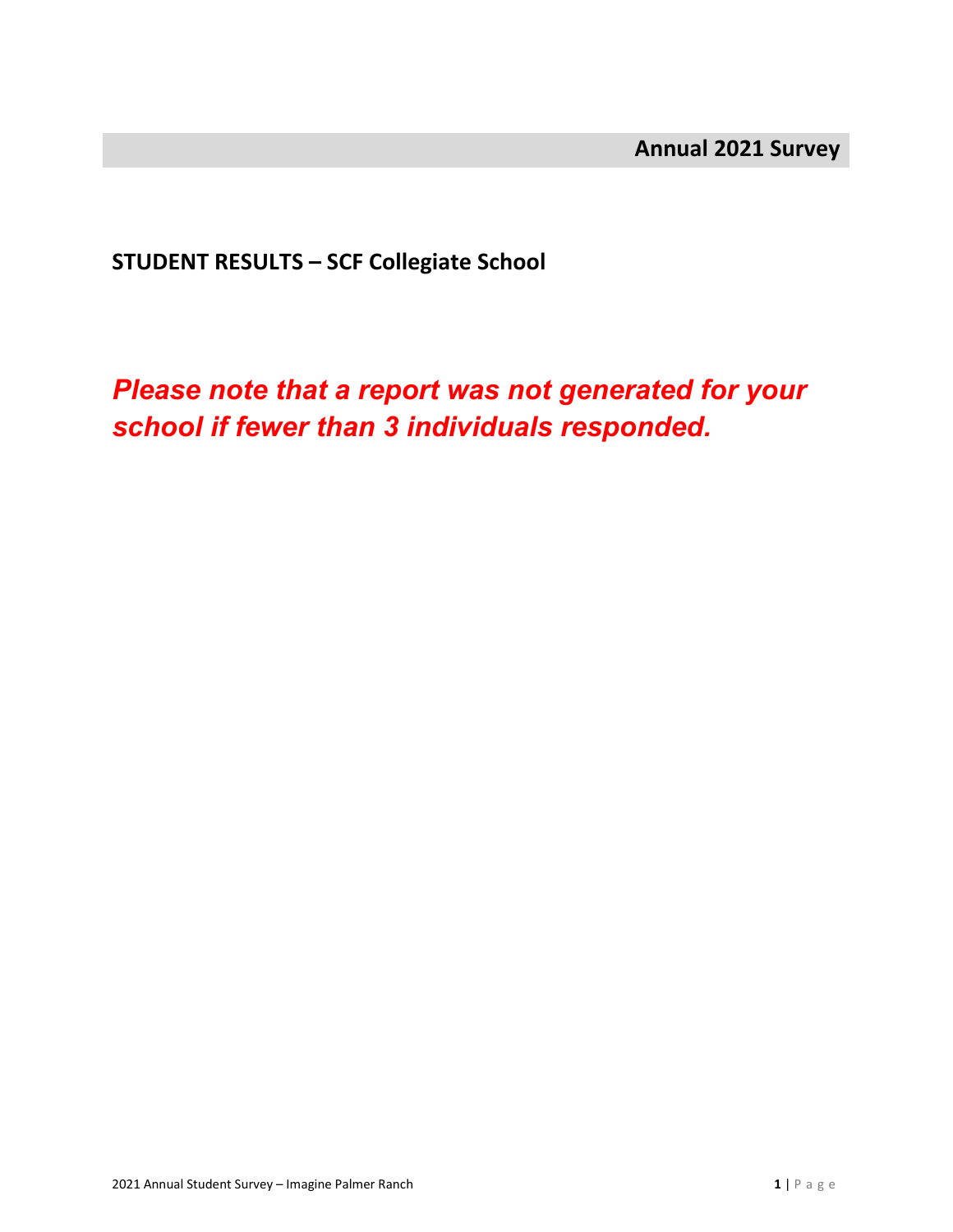**Annual 2021 Survey**

**STUDENT RESULTS – SCF Collegiate School**

***Please note that a report was not generated for your school if fewer than 3 individuals responded.***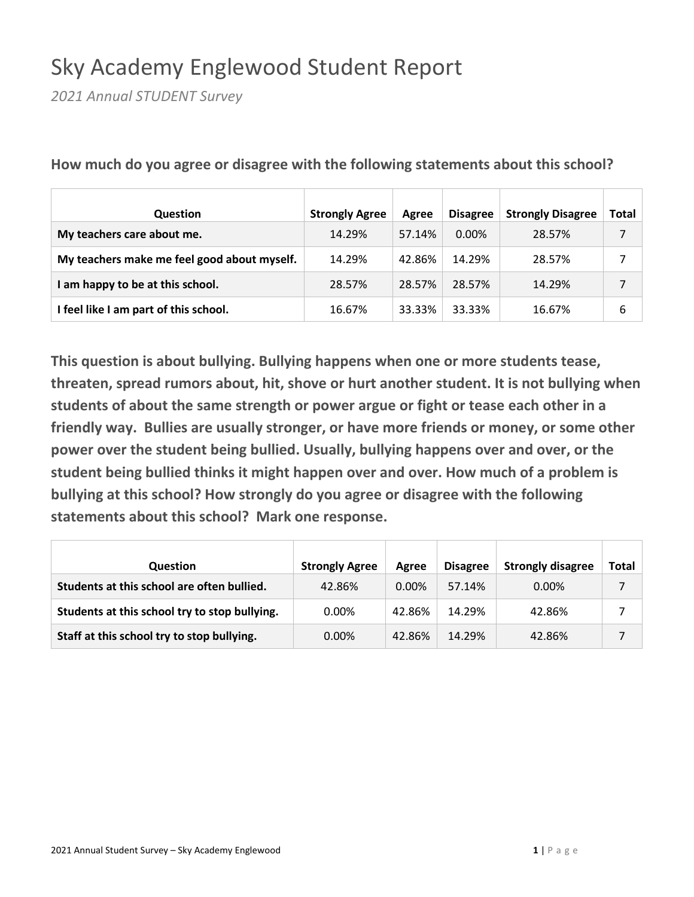# Sky Academy Englewood Student Report

*2021 Annual STUDENT Survey*

**How much do you agree or disagree with the following statements about this school?**

| Question | Strongly Agree | Agree | Disagree | Strongly Disagree | Total |
|---|---|---|---|---|---|
| **My teachers care about me.** | 14.29% | 57.14% | 0.00% | 28.57% | 7 |
| **My teachers make me feel good about myself.** | 14.29% | 42.86% | 14.29% | 28.57% | 7 |
| **I am happy to be at this school.** | 28.57% | 28.57% | 28.57% | 14.29% | 7 |
| **I feel like I am part of this school.** | 16.67% | 33.33% | 33.33% | 16.67% | 6 |

**This question is about bullying. Bullying happens when one or more students tease, threaten, spread rumors about, hit, shove or hurt another student. It is not bullying when students of about the same strength or power argue or fight or tease each other in a friendly way. Bullies are usually stronger, or have more friends or money, or some other power over the student being bullied. Usually, bullying happens over and over, or the student being bullied thinks it might happen over and over. How much of a problem is bullying at this school? How strongly do you agree or disagree with the following statements about this school? Mark one response.**

| Question | Strongly Agree | Agree | Disagree | Strongly disagree | Total |
|---|---|---|---|---|---|
| **Students at this school are often bullied.** | 42.86% | 0.00% | 57.14% | 0.00% | 7 |
| **Students at this school try to stop bullying.** | 0.00% | 42.86% | 14.29% | 42.86% | 7 |
| **Staff at this school try to stop bullying.** | 0.00% | 42.86% | 14.29% | 42.86% | 7 |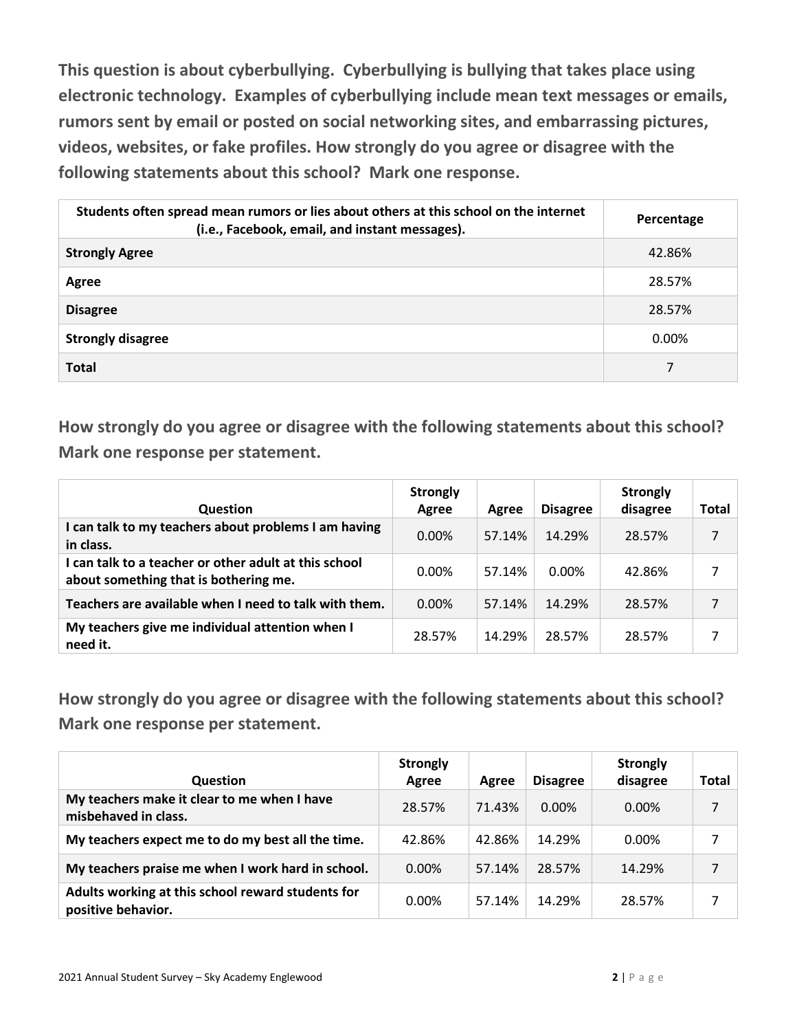**This question is about cyberbullying. Cyberbullying is bullying that takes place using electronic technology. Examples of cyberbullying include mean text messages or emails, rumors sent by email or posted on social networking sites, and embarrassing pictures, videos, websites, or fake profiles. How strongly do you agree or disagree with the following statements about this school? Mark one response.**

| Students often spread mean rumors or lies about others at this school on the internet (i.e., Facebook, email, and instant messages). | Percentage |
|---|---|
| **Strongly Agree** | 42.86% |
| **Agree** | 28.57% |
| **Disagree** | 28.57% |
| **Strongly disagree** | 0.00% |
| **Total** | 7 |

**How strongly do you agree or disagree with the following statements about this school? Mark one response per statement.**

| Question | Strongly Agree | Agree | Disagree | Strongly disagree | Total |
|---|---|---|---|---|---|
| I can talk to my teachers about problems I am having in class. | 0.00% | 57.14% | 14.29% | 28.57% | 7 |
| I can talk to a teacher or other adult at this school about something that is bothering me. | 0.00% | 57.14% | 0.00% | 42.86% | 7 |
| Teachers are available when I need to talk with them. | 0.00% | 57.14% | 14.29% | 28.57% | 7 |
| My teachers give me individual attention when I need it. | 28.57% | 14.29% | 28.57% | 28.57% | 7 |

**How strongly do you agree or disagree with the following statements about this school? Mark one response per statement.**

| Question | Strongly Agree | Agree | Disagree | Strongly disagree | Total |
|---|---|---|---|---|---|
| My teachers make it clear to me when I have misbehaved in class. | 28.57% | 71.43% | 0.00% | 0.00% | 7 |
| My teachers expect me to do my best all the time. | 42.86% | 42.86% | 14.29% | 0.00% | 7 |
| My teachers praise me when I work hard in school. | 0.00% | 57.14% | 28.57% | 14.29% | 7 |
| Adults working at this school reward students for positive behavior. | 0.00% | 57.14% | 14.29% | 28.57% | 7 |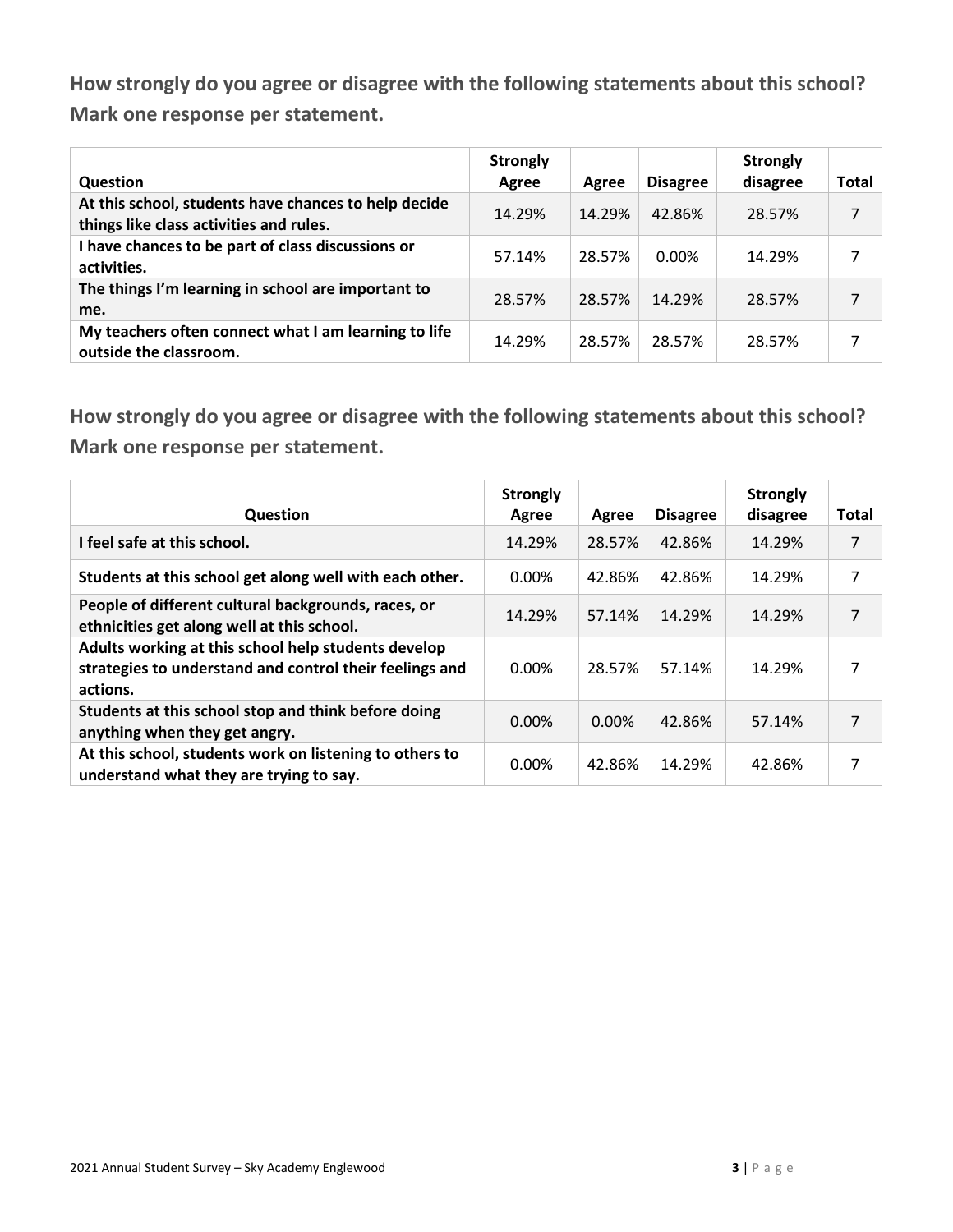**How strongly do you agree or disagree with the following statements about this school? Mark one response per statement.**

| Question | Strongly Agree | Agree | Disagree | Strongly disagree | Total |
|---|---|---|---|---|---|
| At this school, students have chances to help decide things like class activities and rules. | 14.29% | 14.29% | 42.86% | 28.57% | 7 |
| I have chances to be part of class discussions or activities. | 57.14% | 28.57% | 0.00% | 14.29% | 7 |
| The things I'm learning in school are important to me. | 28.57% | 28.57% | 14.29% | 28.57% | 7 |
| My teachers often connect what I am learning to life outside the classroom. | 14.29% | 28.57% | 28.57% | 28.57% | 7 |

**How strongly do you agree or disagree with the following statements about this school? Mark one response per statement.**

| Question | Strongly Agree | Agree | Disagree | Strongly disagree | Total |
|---|---|---|---|---|---|
| I feel safe at this school. | 14.29% | 28.57% | 42.86% | 14.29% | 7 |
| Students at this school get along well with each other. | 0.00% | 42.86% | 42.86% | 14.29% | 7 |
| People of different cultural backgrounds, races, or ethnicities get along well at this school. | 14.29% | 57.14% | 14.29% | 14.29% | 7 |
| Adults working at this school help students develop strategies to understand and control their feelings and actions. | 0.00% | 28.57% | 57.14% | 14.29% | 7 |
| Students at this school stop and think before doing anything when they get angry. | 0.00% | 0.00% | 42.86% | 57.14% | 7 |
| At this school, students work on listening to others to understand what they are trying to say. | 0.00% | 42.86% | 14.29% | 42.86% | 7 |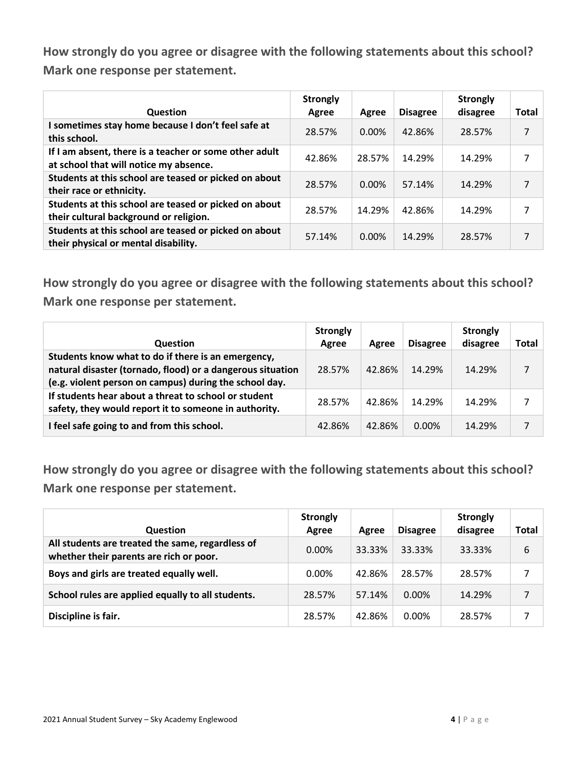**How strongly do you agree or disagree with the following statements about this school? Mark one response per statement.**

| Question | Strongly Agree | Agree | Disagree | Strongly disagree | Total |
|---|---|---|---|---|---|
| I sometimes stay home because I don't feel safe at this school. | 28.57% | 0.00% | 42.86% | 28.57% | 7 |
| If I am absent, there is a teacher or some other adult at school that will notice my absence. | 42.86% | 28.57% | 14.29% | 14.29% | 7 |
| Students at this school are teased or picked on about their race or ethnicity. | 28.57% | 0.00% | 57.14% | 14.29% | 7 |
| Students at this school are teased or picked on about their cultural background or religion. | 28.57% | 14.29% | 42.86% | 14.29% | 7 |
| Students at this school are teased or picked on about their physical or mental disability. | 57.14% | 0.00% | 14.29% | 28.57% | 7 |

**How strongly do you agree or disagree with the following statements about this school? Mark one response per statement.**

| Question | Strongly Agree | Agree | Disagree | Strongly disagree | Total |
|---|---|---|---|---|---|
| Students know what to do if there is an emergency, natural disaster (tornado, flood) or a dangerous situation (e.g. violent person on campus) during the school day. | 28.57% | 42.86% | 14.29% | 14.29% | 7 |
| If students hear about a threat to school or student safety, they would report it to someone in authority. | 28.57% | 42.86% | 14.29% | 14.29% | 7 |
| I feel safe going to and from this school. | 42.86% | 42.86% | 0.00% | 14.29% | 7 |

**How strongly do you agree or disagree with the following statements about this school? Mark one response per statement.**

| Question | Strongly Agree | Agree | Disagree | Strongly disagree | Total |
|---|---|---|---|---|---|
| All students are treated the same, regardless of whether their parents are rich or poor. | 0.00% | 33.33% | 33.33% | 33.33% | 6 |
| Boys and girls are treated equally well. | 0.00% | 42.86% | 28.57% | 28.57% | 7 |
| School rules are applied equally to all students. | 28.57% | 57.14% | 0.00% | 14.29% | 7 |
| Discipline is fair. | 28.57% | 42.86% | 0.00% | 28.57% | 7 |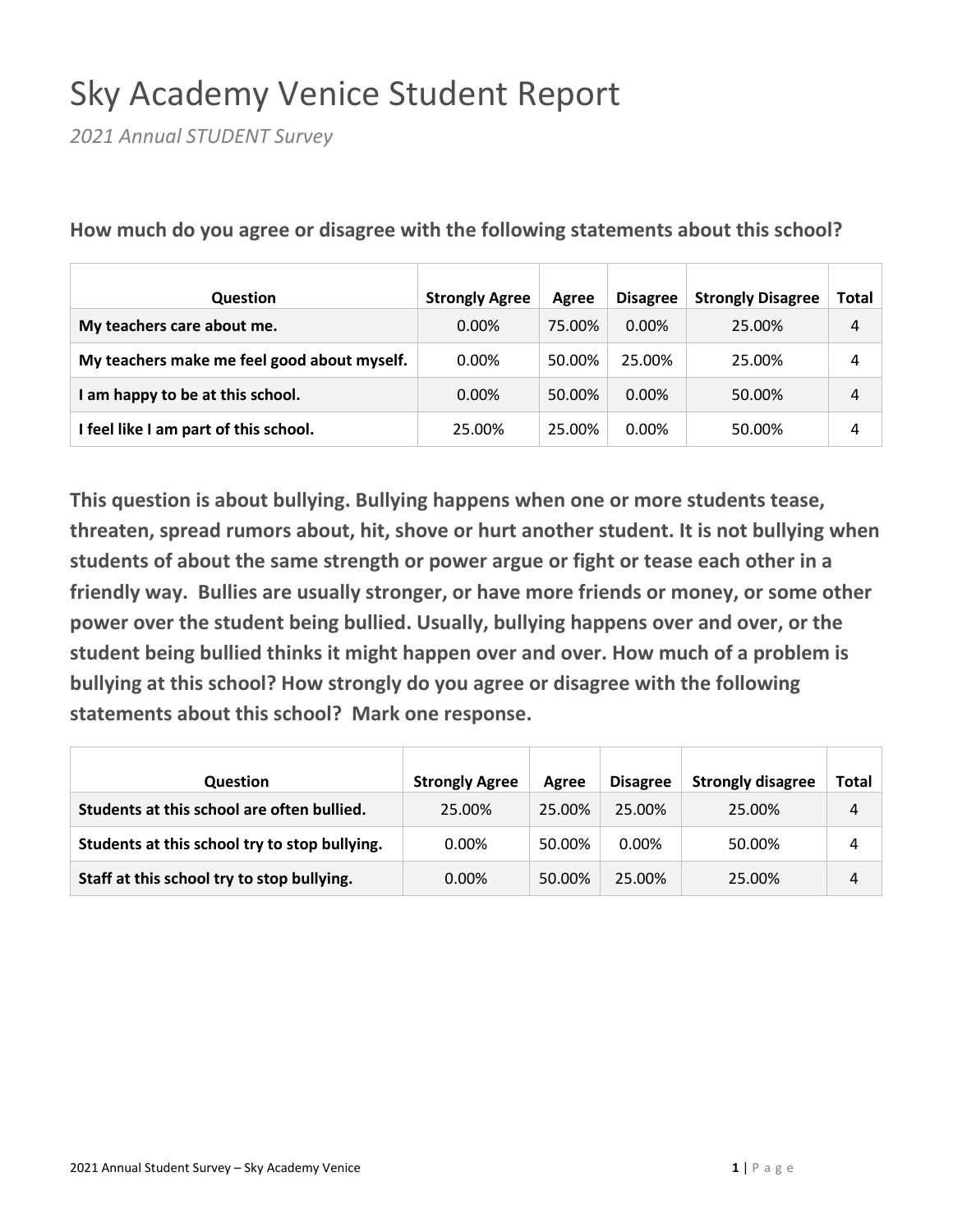# Sky Academy Venice Student Report

*2021 Annual STUDENT Survey*

**How much do you agree or disagree with the following statements about this school?**

| Question | Strongly Agree | Agree | Disagree | Strongly Disagree | Total |
|---|---|---|---|---|---|
| **My teachers care about me.** | 0.00% | 75.00% | 0.00% | 25.00% | 4 |
| **My teachers make me feel good about myself.** | 0.00% | 50.00% | 25.00% | 25.00% | 4 |
| **I am happy to be at this school.** | 0.00% | 50.00% | 0.00% | 50.00% | 4 |
| **I feel like I am part of this school.** | 25.00% | 25.00% | 0.00% | 50.00% | 4 |

**This question is about bullying. Bullying happens when one or more students tease, threaten, spread rumors about, hit, shove or hurt another student. It is not bullying when students of about the same strength or power argue or fight or tease each other in a friendly way. Bullies are usually stronger, or have more friends or money, or some other power over the student being bullied. Usually, bullying happens over and over, or the student being bullied thinks it might happen over and over. How much of a problem is bullying at this school? How strongly do you agree or disagree with the following statements about this school? Mark one response.**

| Question | Strongly Agree | Agree | Disagree | Strongly disagree | Total |
|---|---|---|---|---|---|
| **Students at this school are often bullied.** | 25.00% | 25.00% | 25.00% | 25.00% | 4 |
| **Students at this school try to stop bullying.** | 0.00% | 50.00% | 0.00% | 50.00% | 4 |
| **Staff at this school try to stop bullying.** | 0.00% | 50.00% | 25.00% | 25.00% | 4 |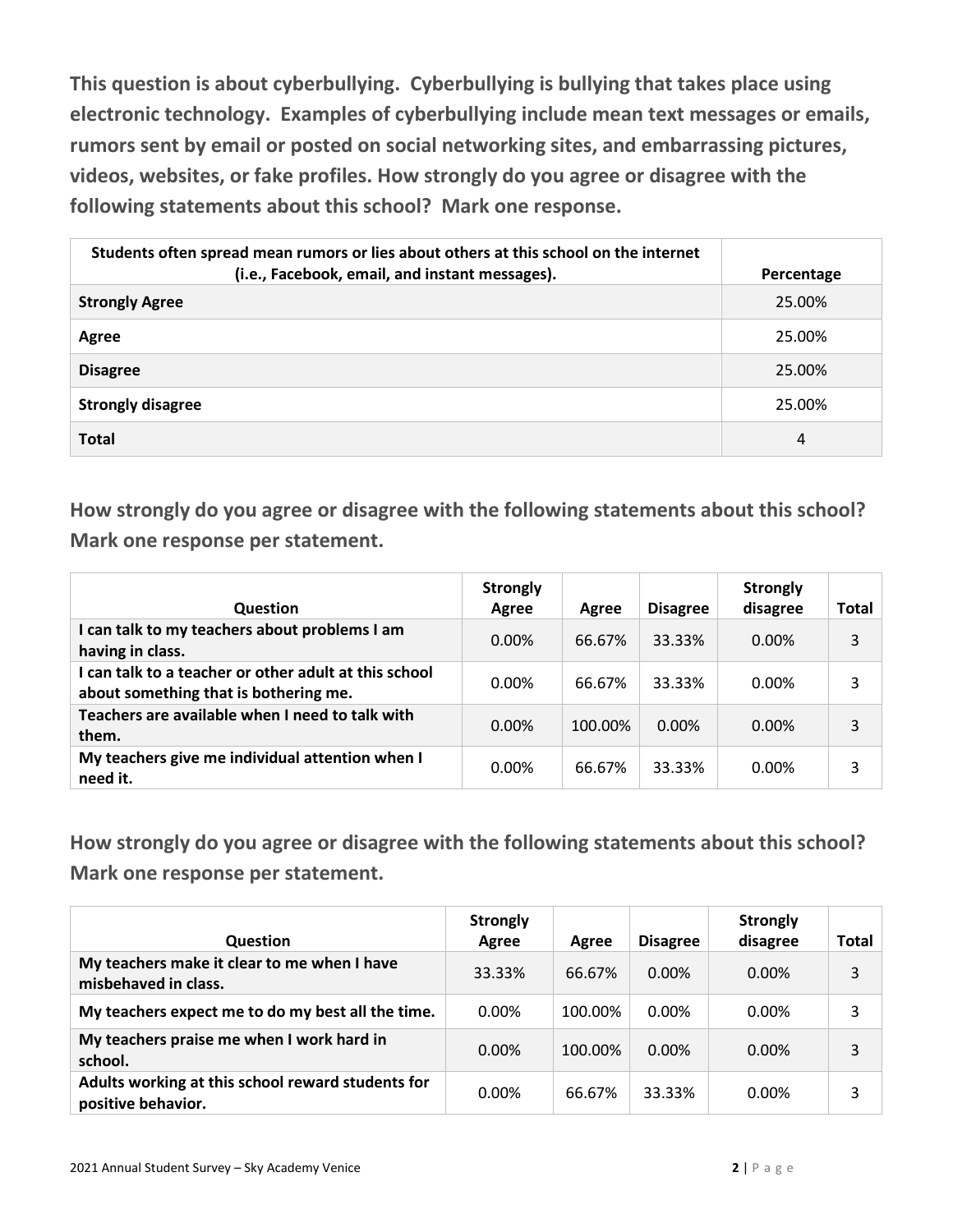**This question is about cyberbullying. Cyberbullying is bullying that takes place using electronic technology. Examples of cyberbullying include mean text messages or emails, rumors sent by email or posted on social networking sites, and embarrassing pictures, videos, websites, or fake profiles. How strongly do you agree or disagree with the following statements about this school? Mark one response.**

| Students often spread mean rumors or lies about others at this school on the internet (i.e., Facebook, email, and instant messages). | Percentage |
|---|---|
| **Strongly Agree** | 25.00% |
| **Agree** | 25.00% |
| **Disagree** | 25.00% |
| **Strongly disagree** | 25.00% |
| **Total** | 4 |

**How strongly do you agree or disagree with the following statements about this school? Mark one response per statement.**

| Question | Strongly Agree | Agree | Disagree | Strongly disagree | Total |
|---|---|---|---|---|---|
| **I can talk to my teachers about problems I am having in class.** | 0.00% | 66.67% | 33.33% | 0.00% | 3 |
| **I can talk to a teacher or other adult at this school about something that is bothering me.** | 0.00% | 66.67% | 33.33% | 0.00% | 3 |
| **Teachers are available when I need to talk with them.** | 0.00% | 100.00% | 0.00% | 0.00% | 3 |
| **My teachers give me individual attention when I need it.** | 0.00% | 66.67% | 33.33% | 0.00% | 3 |

**How strongly do you agree or disagree with the following statements about this school? Mark one response per statement.**

| Question | Strongly Agree | Agree | Disagree | Strongly disagree | Total |
|---|---|---|---|---|---|
| **My teachers make it clear to me when I have misbehaved in class.** | 33.33% | 66.67% | 0.00% | 0.00% | 3 |
| **My teachers expect me to do my best all the time.** | 0.00% | 100.00% | 0.00% | 0.00% | 3 |
| **My teachers praise me when I work hard in school.** | 0.00% | 100.00% | 0.00% | 0.00% | 3 |
| **Adults working at this school reward students for positive behavior.** | 0.00% | 66.67% | 33.33% | 0.00% | 3 |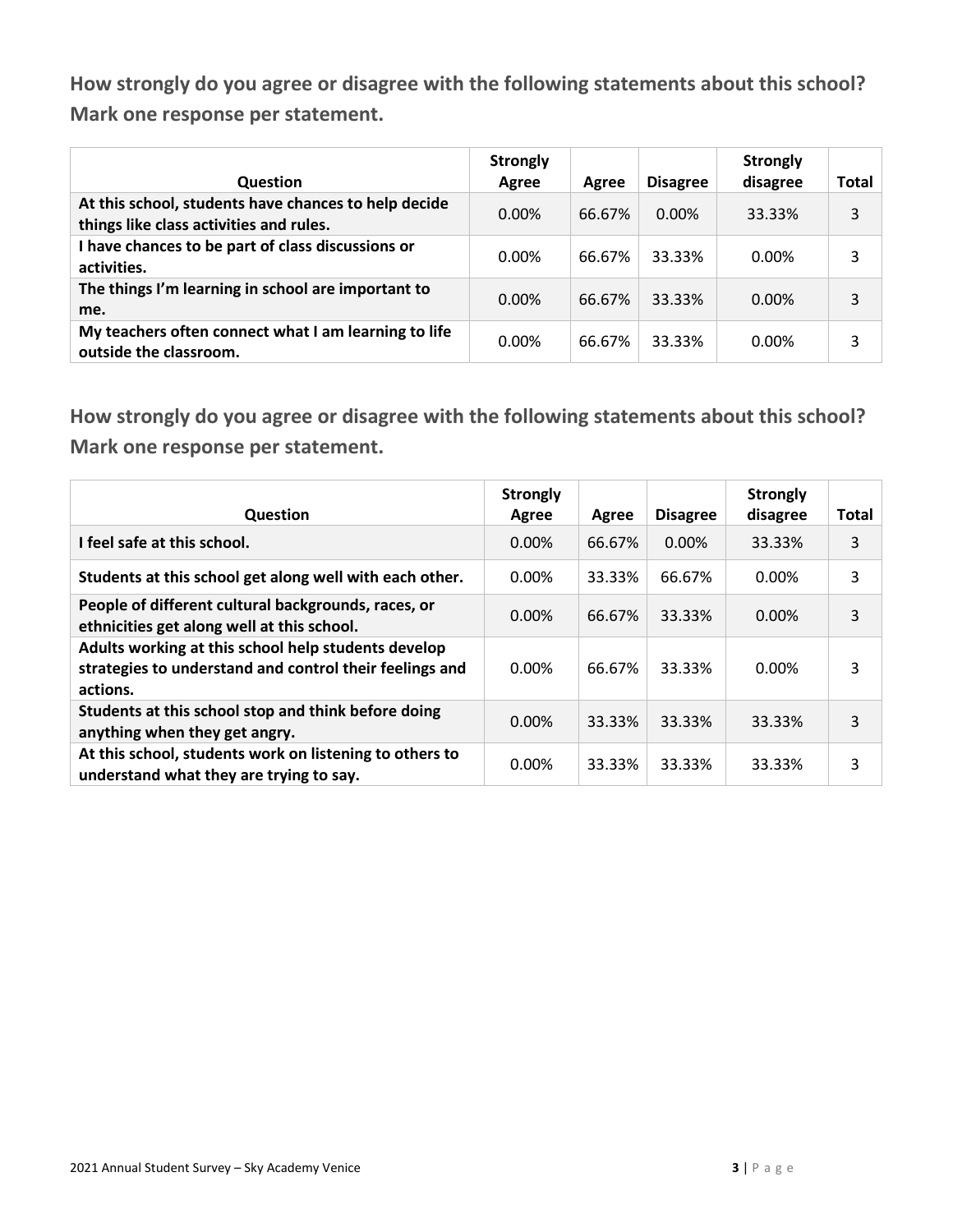**How strongly do you agree or disagree with the following statements about this school? Mark one response per statement.**

| Question | Strongly Agree | Agree | Disagree | Strongly disagree | Total |
|---|---|---|---|---|---|
| At this school, students have chances to help decide things like class activities and rules. | 0.00% | 66.67% | 0.00% | 33.33% | 3 |
| I have chances to be part of class discussions or activities. | 0.00% | 66.67% | 33.33% | 0.00% | 3 |
| The things I'm learning in school are important to me. | 0.00% | 66.67% | 33.33% | 0.00% | 3 |
| My teachers often connect what I am learning to life outside the classroom. | 0.00% | 66.67% | 33.33% | 0.00% | 3 |

**How strongly do you agree or disagree with the following statements about this school? Mark one response per statement.**

| Question | Strongly Agree | Agree | Disagree | Strongly disagree | Total |
|---|---|---|---|---|---|
| I feel safe at this school. | 0.00% | 66.67% | 0.00% | 33.33% | 3 |
| Students at this school get along well with each other. | 0.00% | 33.33% | 66.67% | 0.00% | 3 |
| People of different cultural backgrounds, races, or ethnicities get along well at this school. | 0.00% | 66.67% | 33.33% | 0.00% | 3 |
| Adults working at this school help students develop strategies to understand and control their feelings and actions. | 0.00% | 66.67% | 33.33% | 0.00% | 3 |
| Students at this school stop and think before doing anything when they get angry. | 0.00% | 33.33% | 33.33% | 33.33% | 3 |
| At this school, students work on listening to others to understand what they are trying to say. | 0.00% | 33.33% | 33.33% | 33.33% | 3 |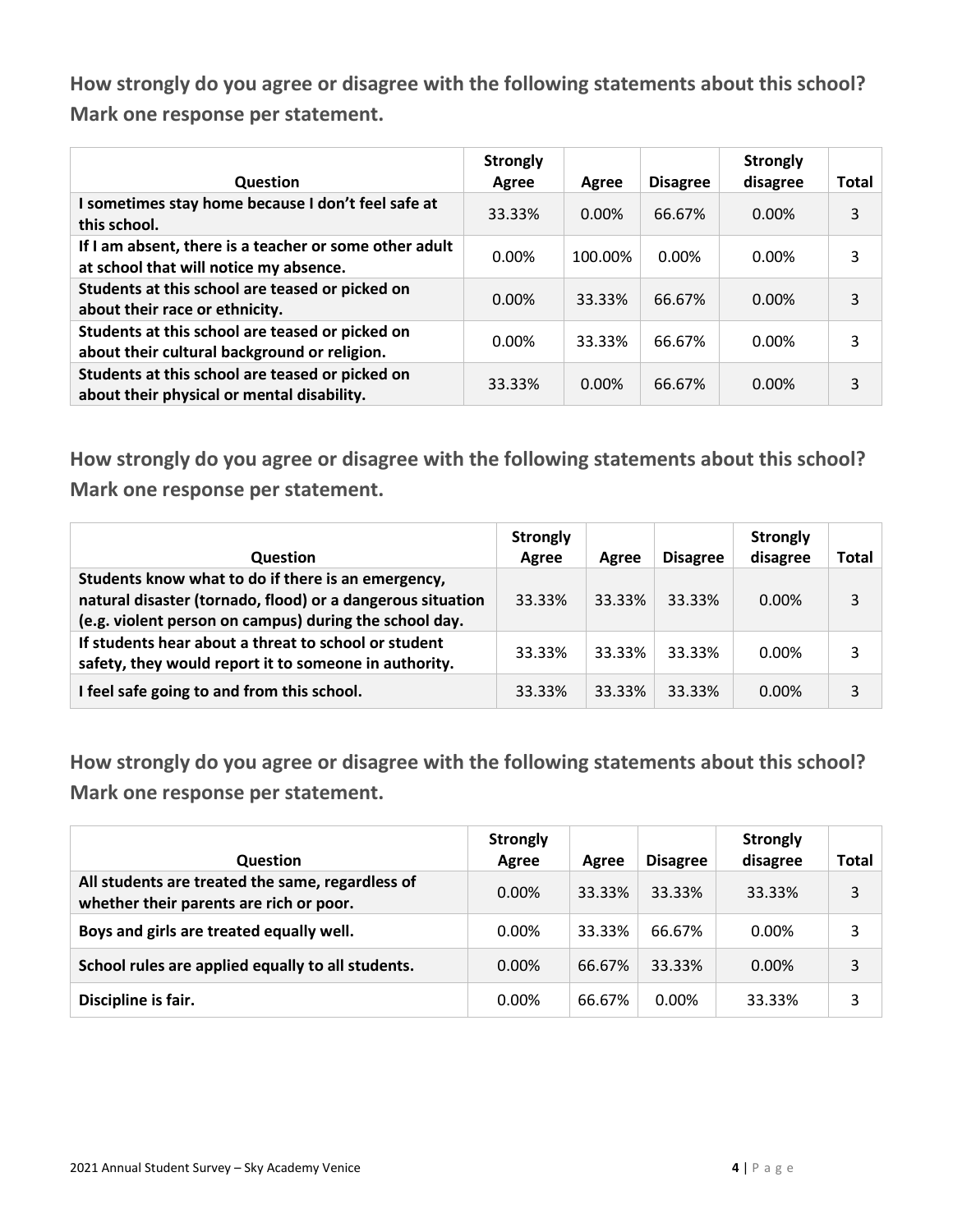**How strongly do you agree or disagree with the following statements about this school? Mark one response per statement.**

| Question | Strongly Agree | Agree | Disagree | Strongly disagree | Total |
|---|---|---|---|---|---|
| I sometimes stay home because I don't feel safe at this school. | 33.33% | 0.00% | 66.67% | 0.00% | 3 |
| If I am absent, there is a teacher or some other adult at school that will notice my absence. | 0.00% | 100.00% | 0.00% | 0.00% | 3 |
| Students at this school are teased or picked on about their race or ethnicity. | 0.00% | 33.33% | 66.67% | 0.00% | 3 |
| Students at this school are teased or picked on about their cultural background or religion. | 0.00% | 33.33% | 66.67% | 0.00% | 3 |
| Students at this school are teased or picked on about their physical or mental disability. | 33.33% | 0.00% | 66.67% | 0.00% | 3 |

**How strongly do you agree or disagree with the following statements about this school? Mark one response per statement.**

| Question | Strongly Agree | Agree | Disagree | Strongly disagree | Total |
|---|---|---|---|---|---|
| Students know what to do if there is an emergency, natural disaster (tornado, flood) or a dangerous situation (e.g. violent person on campus) during the school day. | 33.33% | 33.33% | 33.33% | 0.00% | 3 |
| If students hear about a threat to school or student safety, they would report it to someone in authority. | 33.33% | 33.33% | 33.33% | 0.00% | 3 |
| I feel safe going to and from this school. | 33.33% | 33.33% | 33.33% | 0.00% | 3 |

**How strongly do you agree or disagree with the following statements about this school? Mark one response per statement.**

| Question | Strongly Agree | Agree | Disagree | Strongly disagree | Total |
|---|---|---|---|---|---|
| All students are treated the same, regardless of whether their parents are rich or poor. | 0.00% | 33.33% | 33.33% | 33.33% | 3 |
| Boys and girls are treated equally well. | 0.00% | 33.33% | 66.67% | 0.00% | 3 |
| School rules are applied equally to all students. | 0.00% | 66.67% | 33.33% | 0.00% | 3 |
| Discipline is fair. | 0.00% | 66.67% | 0.00% | 33.33% | 3 |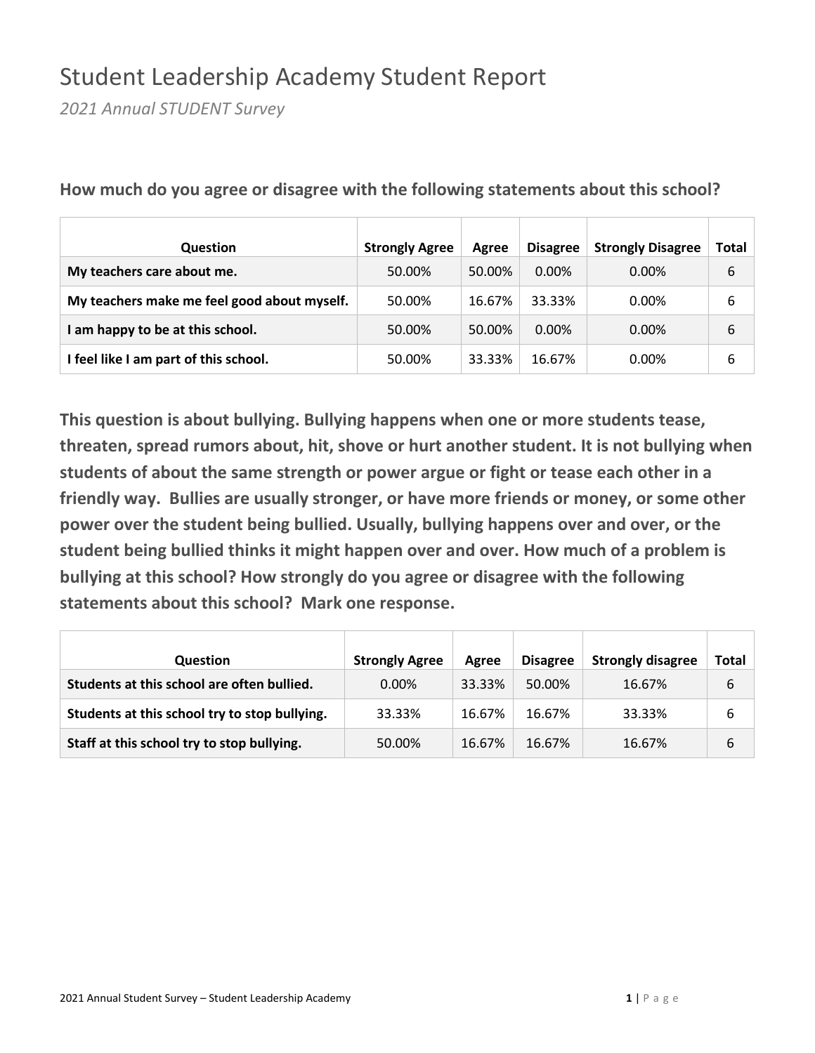# Student Leadership Academy Student Report

*2021 Annual STUDENT Survey*

**How much do you agree or disagree with the following statements about this school?**

| Question | Strongly Agree | Agree | Disagree | Strongly Disagree | Total |
|---|---|---|---|---|---|
| **My teachers care about me.** | 50.00% | 50.00% | 0.00% | 0.00% | 6 |
| **My teachers make me feel good about myself.** | 50.00% | 16.67% | 33.33% | 0.00% | 6 |
| **I am happy to be at this school.** | 50.00% | 50.00% | 0.00% | 0.00% | 6 |
| **I feel like I am part of this school.** | 50.00% | 33.33% | 16.67% | 0.00% | 6 |

**This question is about bullying. Bullying happens when one or more students tease, threaten, spread rumors about, hit, shove or hurt another student. It is not bullying when students of about the same strength or power argue or fight or tease each other in a friendly way. Bullies are usually stronger, or have more friends or money, or some other power over the student being bullied. Usually, bullying happens over and over, or the student being bullied thinks it might happen over and over. How much of a problem is bullying at this school? How strongly do you agree or disagree with the following statements about this school? Mark one response.**

| Question | Strongly Agree | Agree | Disagree | Strongly disagree | Total |
|---|---|---|---|---|---|
| **Students at this school are often bullied.** | 0.00% | 33.33% | 50.00% | 16.67% | 6 |
| **Students at this school try to stop bullying.** | 33.33% | 16.67% | 16.67% | 33.33% | 6 |
| **Staff at this school try to stop bullying.** | 50.00% | 16.67% | 16.67% | 16.67% | 6 |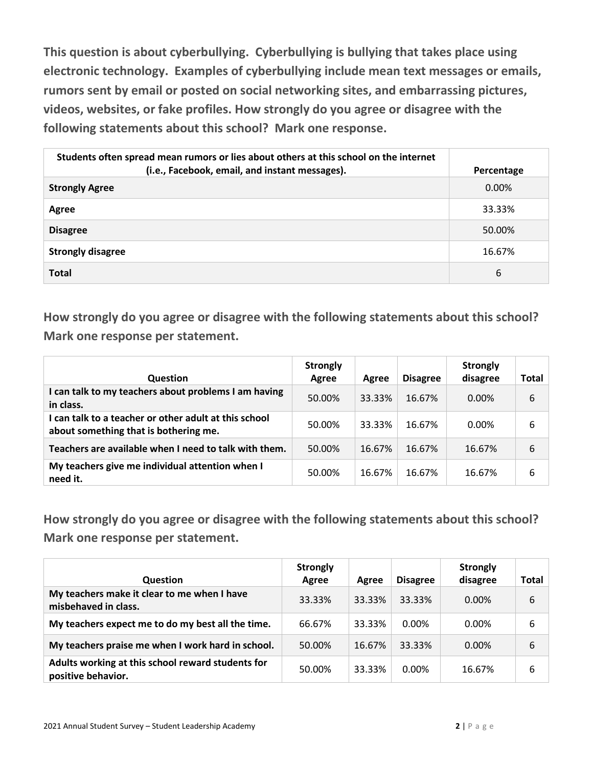**This question is about cyberbullying. Cyberbullying is bullying that takes place using electronic technology. Examples of cyberbullying include mean text messages or emails, rumors sent by email or posted on social networking sites, and embarrassing pictures, videos, websites, or fake profiles. How strongly do you agree or disagree with the following statements about this school? Mark one response.**

| Students often spread mean rumors or lies about others at this school on the internet (i.e., Facebook, email, and instant messages). | Percentage |
|---|---|
| **Strongly Agree** | 0.00% |
| **Agree** | 33.33% |
| **Disagree** | 50.00% |
| **Strongly disagree** | 16.67% |
| **Total** | 6 |

**How strongly do you agree or disagree with the following statements about this school? Mark one response per statement.**

| Question | Strongly Agree | Agree | Disagree | Strongly disagree | Total |
|---|---|---|---|---|---|
| I can talk to my teachers about problems I am having in class. | 50.00% | 33.33% | 16.67% | 0.00% | 6 |
| I can talk to a teacher or other adult at this school about something that is bothering me. | 50.00% | 33.33% | 16.67% | 0.00% | 6 |
| Teachers are available when I need to talk with them. | 50.00% | 16.67% | 16.67% | 16.67% | 6 |
| My teachers give me individual attention when I need it. | 50.00% | 16.67% | 16.67% | 16.67% | 6 |

**How strongly do you agree or disagree with the following statements about this school? Mark one response per statement.**

| Question | Strongly Agree | Agree | Disagree | Strongly disagree | Total |
|---|---|---|---|---|---|
| My teachers make it clear to me when I have misbehaved in class. | 33.33% | 33.33% | 33.33% | 0.00% | 6 |
| My teachers expect me to do my best all the time. | 66.67% | 33.33% | 0.00% | 0.00% | 6 |
| My teachers praise me when I work hard in school. | 50.00% | 16.67% | 33.33% | 0.00% | 6 |
| Adults working at this school reward students for positive behavior. | 50.00% | 33.33% | 0.00% | 16.67% | 6 |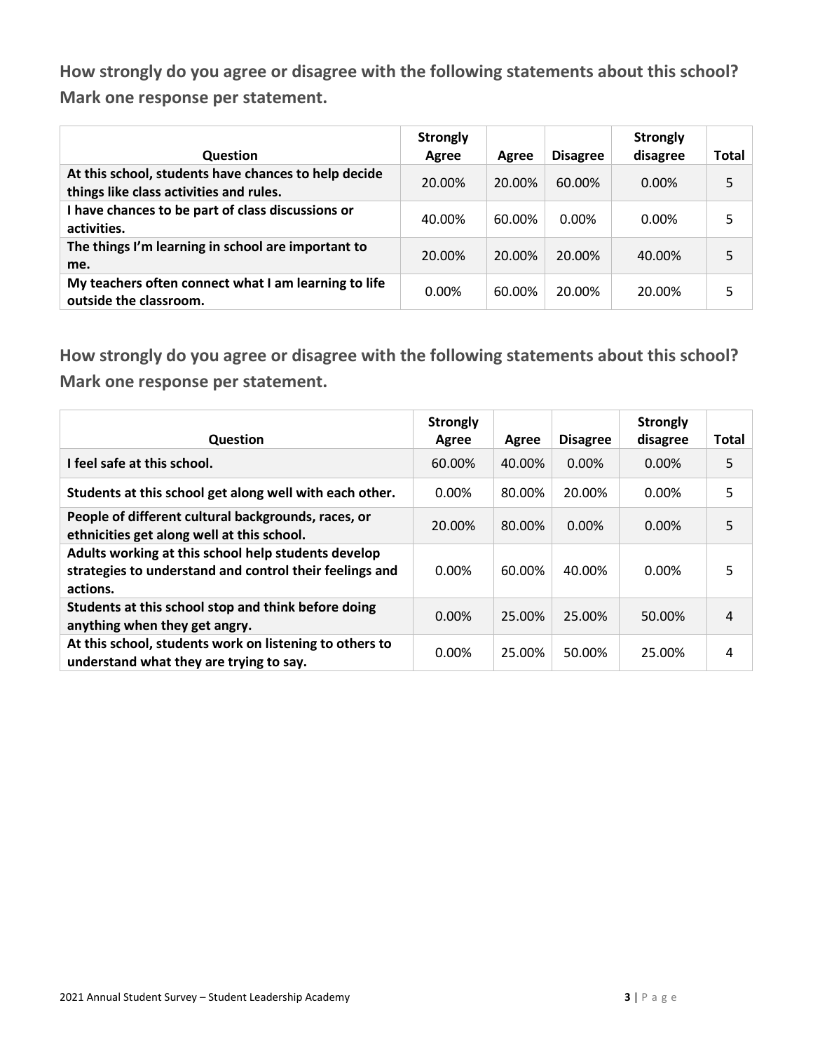**How strongly do you agree or disagree with the following statements about this school? Mark one response per statement.**

| Question | Strongly Agree | Agree | Disagree | Strongly disagree | Total |
|---|---|---|---|---|---|
| **At this school, students have chances to help decide things like class activities and rules.** | 20.00% | 20.00% | 60.00% | 0.00% | 5 |
| **I have chances to be part of class discussions or activities.** | 40.00% | 60.00% | 0.00% | 0.00% | 5 |
| **The things I'm learning in school are important to me.** | 20.00% | 20.00% | 20.00% | 40.00% | 5 |
| **My teachers often connect what I am learning to life outside the classroom.** | 0.00% | 60.00% | 20.00% | 20.00% | 5 |

**How strongly do you agree or disagree with the following statements about this school? Mark one response per statement.**

| Question | Strongly Agree | Agree | Disagree | Strongly disagree | Total |
|---|---|---|---|---|---|
| **I feel safe at this school.** | 60.00% | 40.00% | 0.00% | 0.00% | 5 |
| **Students at this school get along well with each other.** | 0.00% | 80.00% | 20.00% | 0.00% | 5 |
| **People of different cultural backgrounds, races, or ethnicities get along well at this school.** | 20.00% | 80.00% | 0.00% | 0.00% | 5 |
| **Adults working at this school help students develop strategies to understand and control their feelings and actions.** | 0.00% | 60.00% | 40.00% | 0.00% | 5 |
| **Students at this school stop and think before doing anything when they get angry.** | 0.00% | 25.00% | 25.00% | 50.00% | 4 |
| **At this school, students work on listening to others to understand what they are trying to say.** | 0.00% | 25.00% | 50.00% | 25.00% | 4 |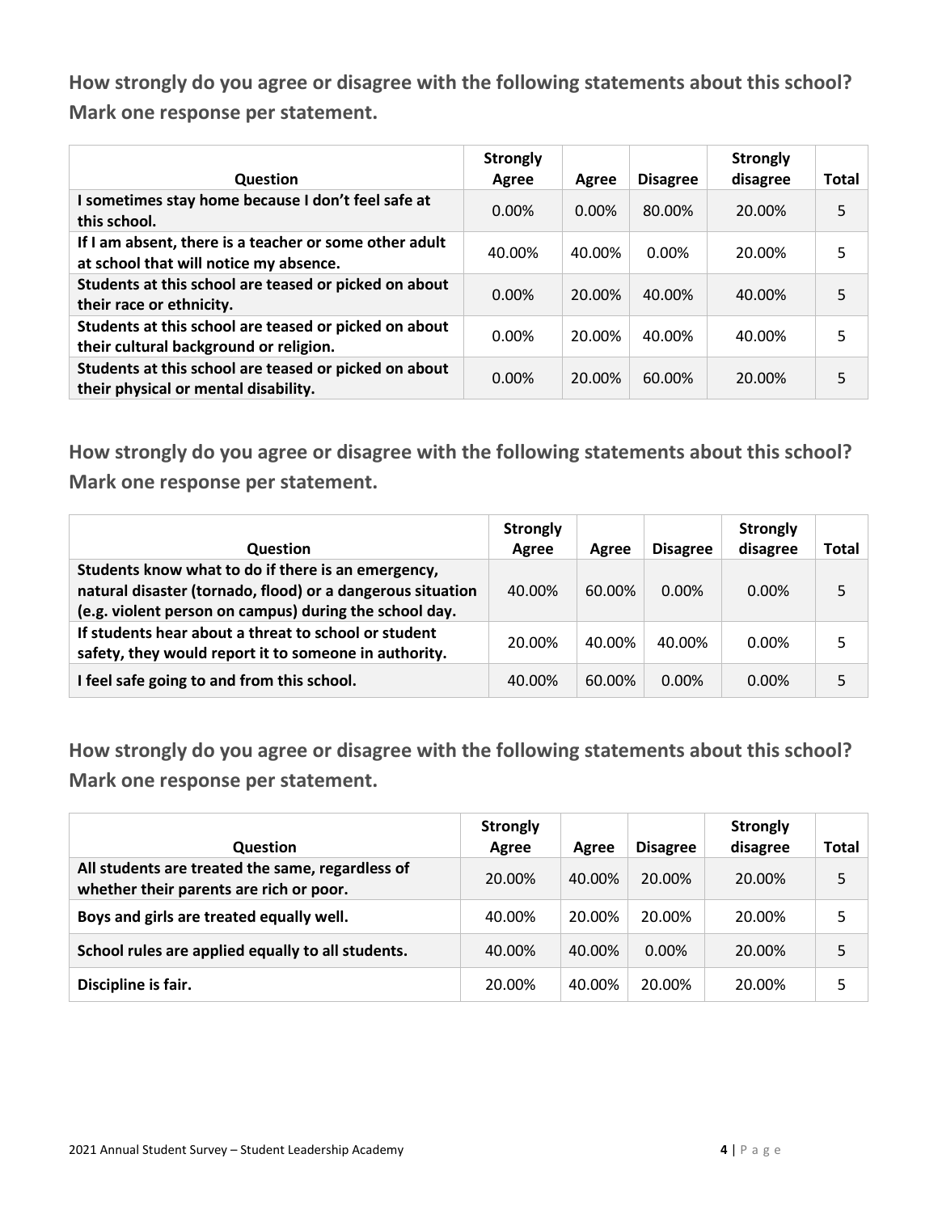**How strongly do you agree or disagree with the following statements about this school? Mark one response per statement.**

| Question | Strongly Agree | Agree | Disagree | Strongly disagree | Total |
|---|---|---|---|---|---|
| I sometimes stay home because I don't feel safe at this school. | 0.00% | 0.00% | 80.00% | 20.00% | 5 |
| If I am absent, there is a teacher or some other adult at school that will notice my absence. | 40.00% | 40.00% | 0.00% | 20.00% | 5 |
| Students at this school are teased or picked on about their race or ethnicity. | 0.00% | 20.00% | 40.00% | 40.00% | 5 |
| Students at this school are teased or picked on about their cultural background or religion. | 0.00% | 20.00% | 40.00% | 40.00% | 5 |
| Students at this school are teased or picked on about their physical or mental disability. | 0.00% | 20.00% | 60.00% | 20.00% | 5 |

**How strongly do you agree or disagree with the following statements about this school? Mark one response per statement.**

| Question | Strongly Agree | Agree | Disagree | Strongly disagree | Total |
|---|---|---|---|---|---|
| Students know what to do if there is an emergency, natural disaster (tornado, flood) or a dangerous situation (e.g. violent person on campus) during the school day. | 40.00% | 60.00% | 0.00% | 0.00% | 5 |
| If students hear about a threat to school or student safety, they would report it to someone in authority. | 20.00% | 40.00% | 40.00% | 0.00% | 5 |
| I feel safe going to and from this school. | 40.00% | 60.00% | 0.00% | 0.00% | 5 |

**How strongly do you agree or disagree with the following statements about this school? Mark one response per statement.**

| Question | Strongly Agree | Agree | Disagree | Strongly disagree | Total |
|---|---|---|---|---|---|
| All students are treated the same, regardless of whether their parents are rich or poor. | 20.00% | 40.00% | 20.00% | 20.00% | 5 |
| Boys and girls are treated equally well. | 40.00% | 20.00% | 20.00% | 20.00% | 5 |
| School rules are applied equally to all students. | 40.00% | 40.00% | 0.00% | 20.00% | 5 |
| Discipline is fair. | 20.00% | 40.00% | 20.00% | 20.00% | 5 |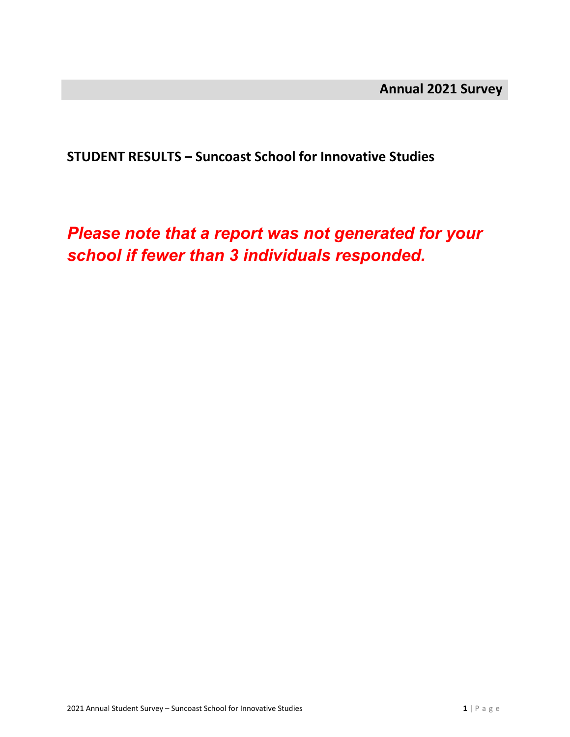**Annual 2021 Survey**

**STUDENT RESULTS – Suncoast School for Innovative Studies**

***Please note that a report was not generated for your school if fewer than 3 individuals responded.***